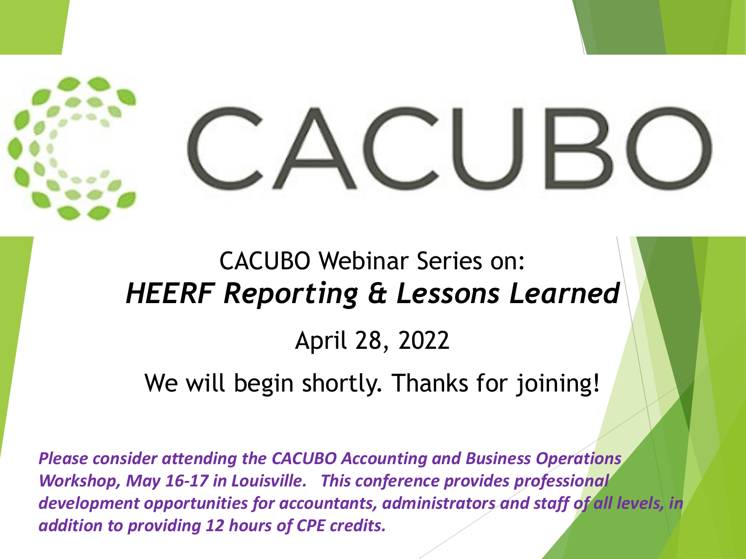# CACUBO

CACUBO Webinar Series on:

## *HEERF Reporting & Lessons Learned*

April 28, 2022

We will begin shortly. Thanks for joining!

***Please consider attending the CACUBO Accounting and Business Operations Workshop, May 16-17 in Louisville. This conference provides professional development opportunities for accountants, administrators and staff of all levels, in addition to providing 12 hours of CPE credits.***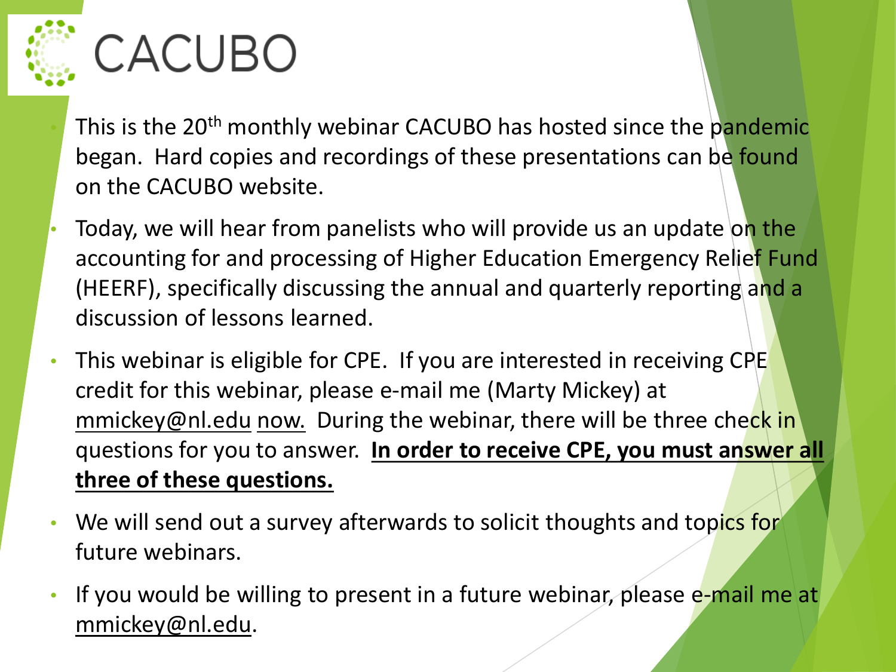# CACUBO

- This is the 20th monthly webinar CACUBO has hosted since the pandemic began. Hard copies and recordings of these presentations can be found on the CACUBO website.
- Today, we will hear from panelists who will provide us an update on the accounting for and processing of Higher Education Emergency Relief Fund (HEERF), specifically discussing the annual and quarterly reporting and a discussion of lessons learned.
- This webinar is eligible for CPE. If you are interested in receiving CPE credit for this webinar, please e-mail me (Marty Mickey) at mmickey@nl.edu now. During the webinar, there will be three check in questions for you to answer. **In order to receive CPE, you must answer all three of these questions.**
- We will send out a survey afterwards to solicit thoughts and topics for future webinars.
- If you would be willing to present in a future webinar, please e-mail me at mmickey@nl.edu.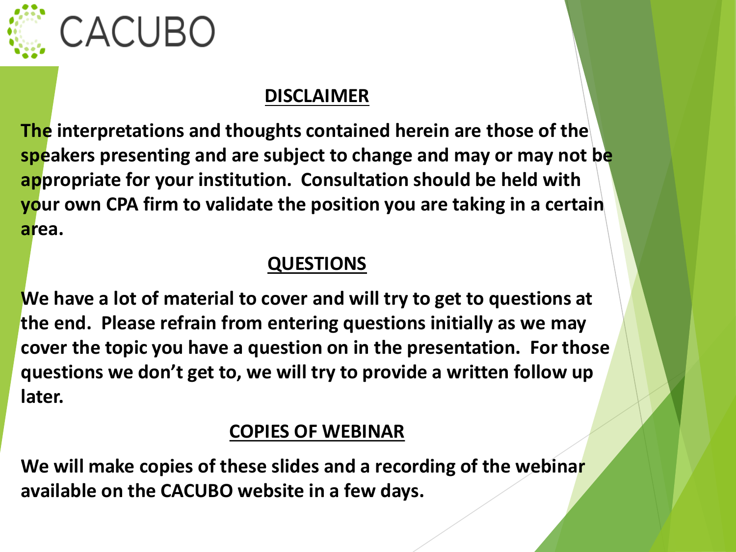## DISCLAIMER

**The interpretations and thoughts contained herein are those of the speakers presenting and are subject to change and may or may not be appropriate for your institution. Consultation should be held with your own CPA firm to validate the position you are taking in a certain area.**

## QUESTIONS

**We have a lot of material to cover and will try to get to questions at the end. Please refrain from entering questions initially as we may cover the topic you have a question on in the presentation. For those questions we don't get to, we will try to provide a written follow up later.**

## COPIES OF WEBINAR

**We will make copies of these slides and a recording of the webinar available on the CACUBO website in a few days.**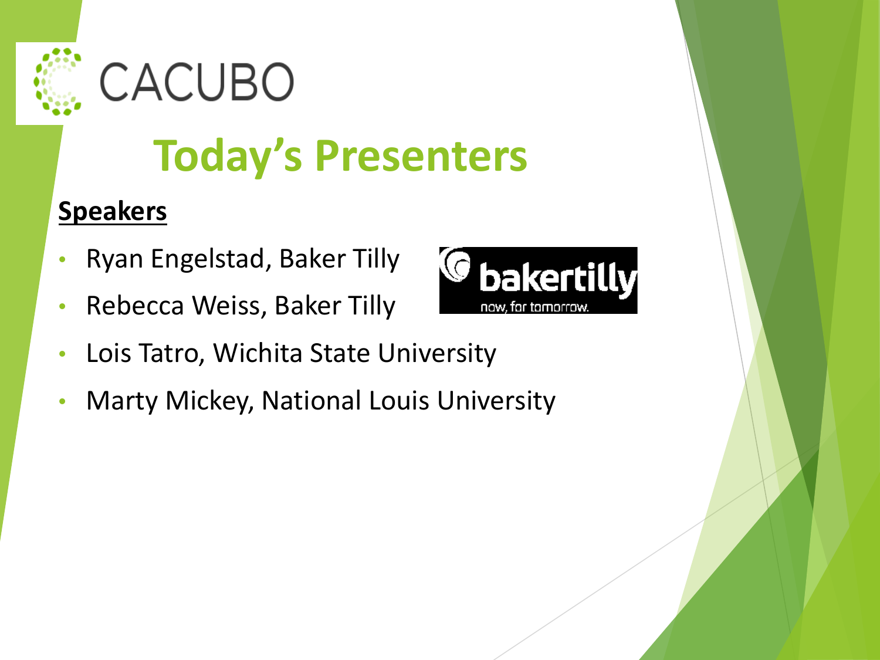CACUBO

# Today's Presenters

**Speakers**

- Ryan Engelstad, Baker Tilly
- Rebecca Weiss, Baker Tilly
- Lois Tatro, Wichita State University
- Marty Mickey, National Louis University

bakertilly
now, for tomorrow.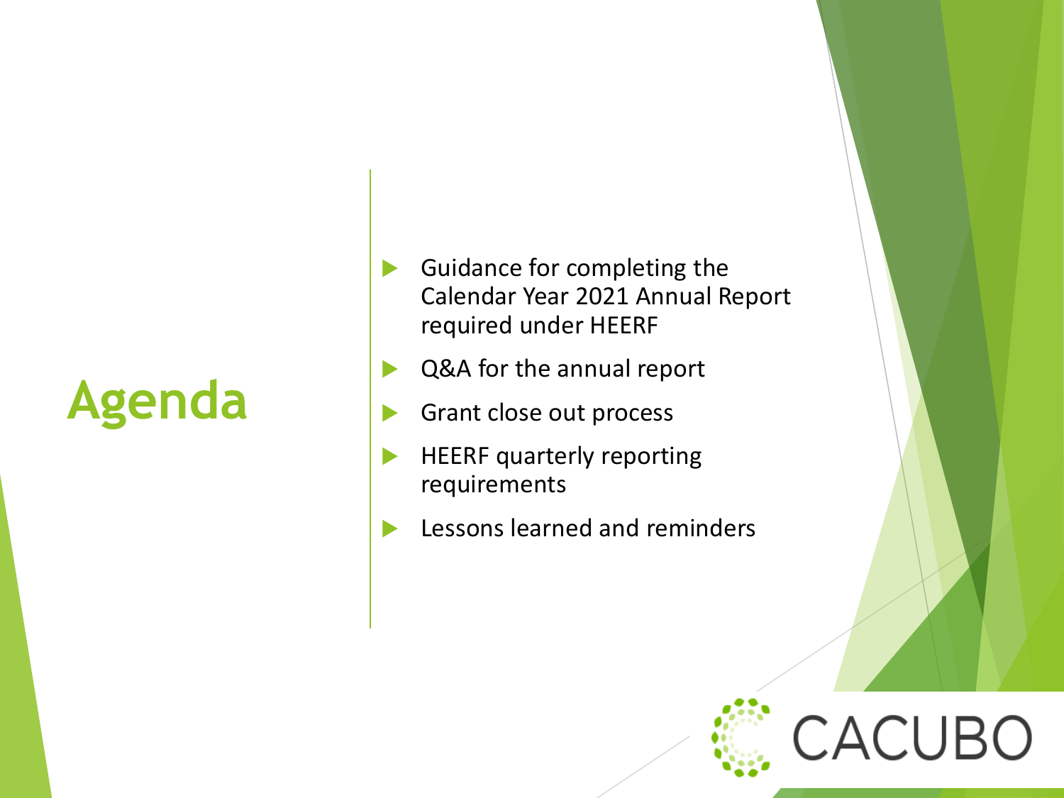# Agenda

- Guidance for completing the Calendar Year 2021 Annual Report required under HEERF
- Q&A for the annual report
- Grant close out process
- HEERF quarterly reporting requirements
- Lessons learned and reminders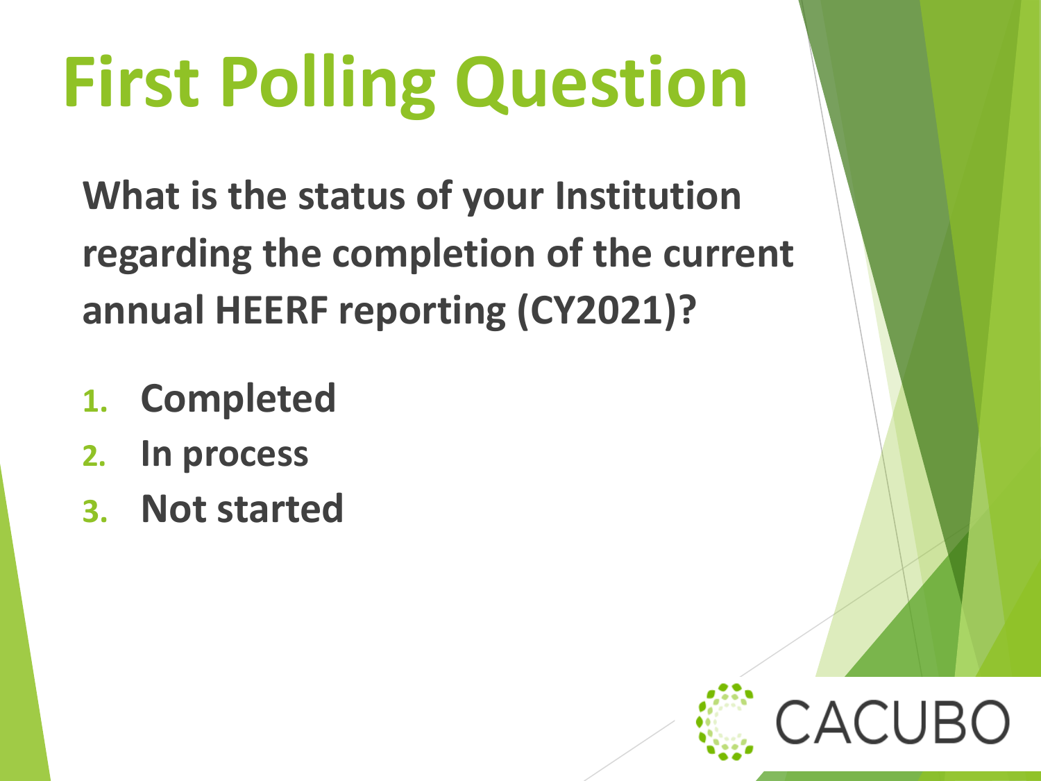# First Polling Question

**What is the status of your Institution regarding the completion of the current annual HEERF reporting (CY2021)?**

1. **Completed**
2. **In process**
3. **Not started**

CACUBO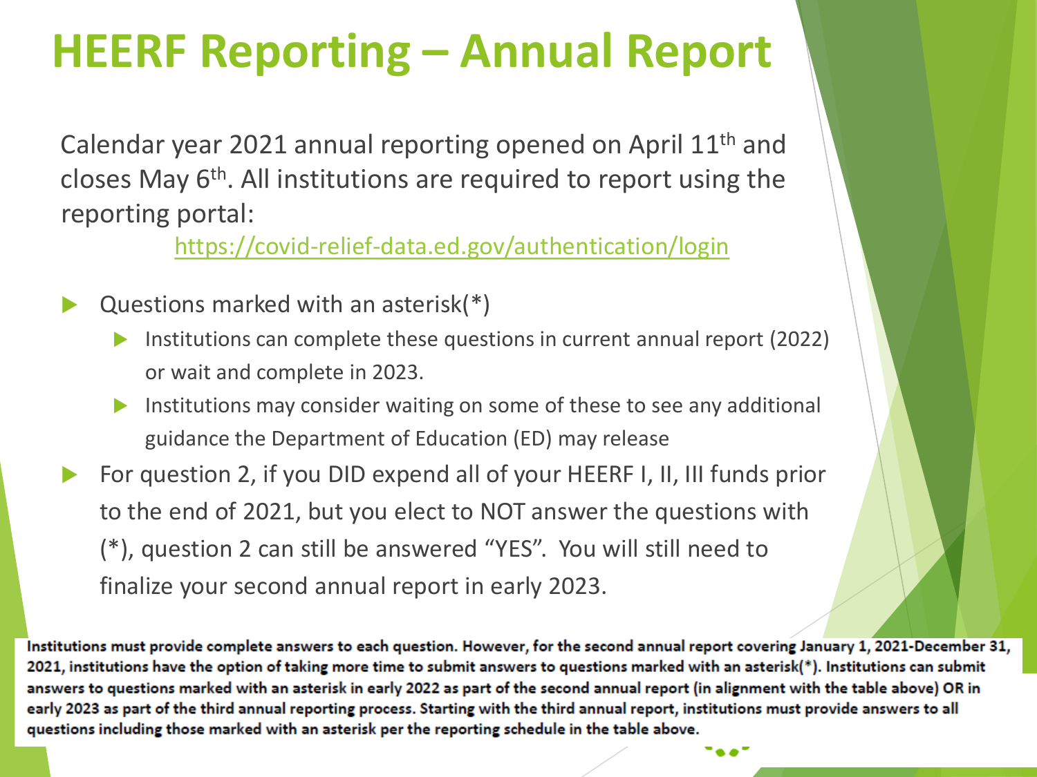# HEERF Reporting – Annual Report

Calendar year 2021 annual reporting opened on April 11th and closes May 6th. All institutions are required to report using the reporting portal:

https://covid-relief-data.ed.gov/authentication/login

- Questions marked with an asterisk(*)
  - Institutions can complete these questions in current annual report (2022) or wait and complete in 2023.
  - Institutions may consider waiting on some of these to see any additional guidance the Department of Education (ED) may release
- For question 2, if you DID expend all of your HEERF I, II, III funds prior to the end of 2021, but you elect to NOT answer the questions with (*), question 2 can still be answered "YES". You will still need to finalize your second annual report in early 2023.

**Institutions must provide complete answers to each question. However, for the second annual report covering January 1, 2021-December 31, 2021, institutions have the option of taking more time to submit answers to questions marked with an asterisk(*). Institutions can submit answers to questions marked with an asterisk in early 2022 as part of the second annual report (in alignment with the table above) OR in early 2023 as part of the third annual reporting process. Starting with the third annual report, institutions must provide answers to all questions including those marked with an asterisk per the reporting schedule in the table above.**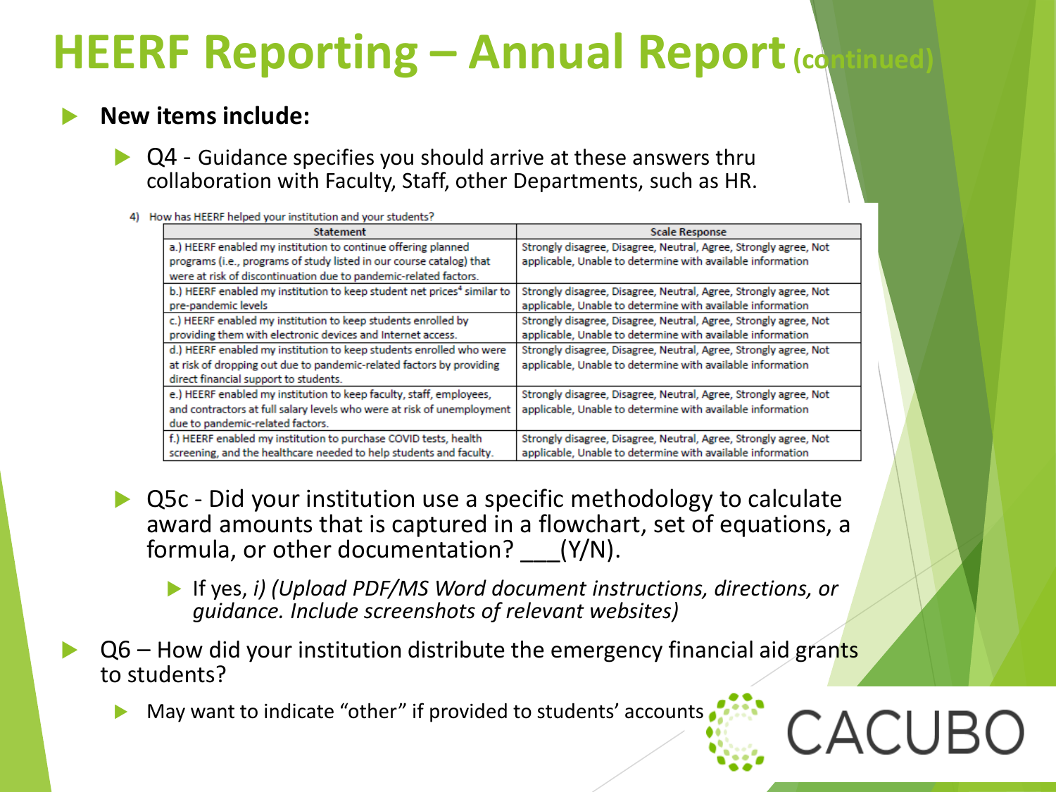# HEERF Reporting – Annual Report (continued)

- **New items include:**
  - Q4 - Guidance specifies you should arrive at these answers thru collaboration with Faculty, Staff, other Departments, such as HR.

4) How has HEERF helped your institution and your students?

| Statement | Scale Response |
|---|---|
| a.) HEERF enabled my institution to continue offering planned programs (i.e., programs of study listed in our course catalog) that were at risk of discontinuation due to pandemic-related factors. | Strongly disagree, Disagree, Neutral, Agree, Strongly agree, Not applicable, Unable to determine with available information |
| b.) HEERF enabled my institution to keep student net prices[4] similar to pre-pandemic levels | Strongly disagree, Disagree, Neutral, Agree, Strongly agree, Not applicable, Unable to determine with available information |
| c.) HEERF enabled my institution to keep students enrolled by providing them with electronic devices and Internet access. | Strongly disagree, Disagree, Neutral, Agree, Strongly agree, Not applicable, Unable to determine with available information |
| d.) HEERF enabled my institution to keep students enrolled who were at risk of dropping out due to pandemic-related factors by providing direct financial support to students. | Strongly disagree, Disagree, Neutral, Agree, Strongly agree, Not applicable, Unable to determine with available information |
| e.) HEERF enabled my institution to keep faculty, staff, employees, and contractors at full salary levels who were at risk of unemployment due to pandemic-related factors. | Strongly disagree, Disagree, Neutral, Agree, Strongly agree, Not applicable, Unable to determine with available information |
| f.) HEERF enabled my institution to purchase COVID tests, health screening, and the healthcare needed to help students and faculty. | Strongly disagree, Disagree, Neutral, Agree, Strongly agree, Not applicable, Unable to determine with available information |

  - Q5c - Did your institution use a specific methodology to calculate award amounts that is captured in a flowchart, set of equations, a formula, or other documentation? ___(Y/N).
    - If yes, *i) (Upload PDF/MS Word document instructions, directions, or guidance. Include screenshots of relevant websites)*
- Q6 – How did your institution distribute the emergency financial aid grants to students?
  - May want to indicate "other" if provided to students' accounts

CACUBO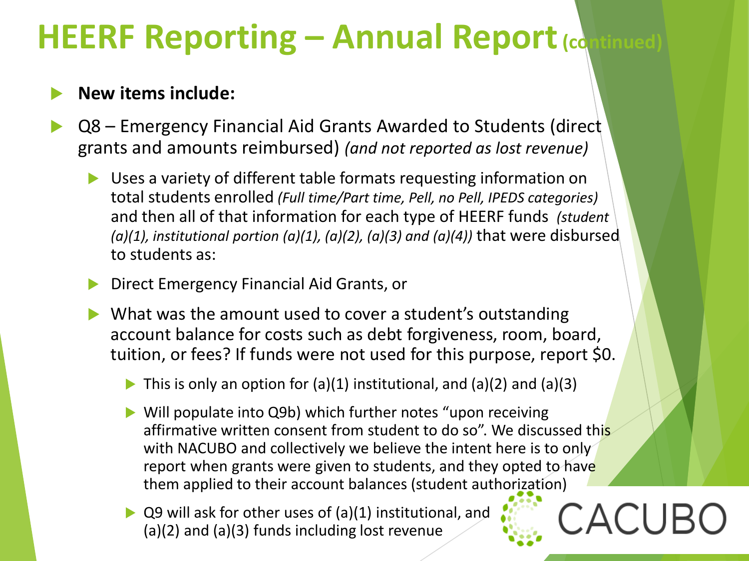# HEERF Reporting – Annual Report (continued)

- **New items include:**
- Q8 – Emergency Financial Aid Grants Awarded to Students (direct grants and amounts reimbursed) *(and not reported as lost revenue)*
  - Uses a variety of different table formats requesting information on total students enrolled *(Full time/Part time, Pell, no Pell, IPEDS categories)* and then all of that information for each type of HEERF funds *(student (a)(1), institutional portion (a)(1), (a)(2), (a)(3) and (a)(4))* that were disbursed to students as:
  - Direct Emergency Financial Aid Grants, or
  - What was the amount used to cover a student's outstanding account balance for costs such as debt forgiveness, room, board, tuition, or fees? If funds were not used for this purpose, report $0.
    - This is only an option for (a)(1) institutional, and (a)(2) and (a)(3)
    - Will populate into Q9b) which further notes "upon receiving affirmative written consent from student to do so". We discussed this with NACUBO and collectively we believe the intent here is to only report when grants were given to students, and they opted to have them applied to their account balances (student authorization)
    - Q9 will ask for other uses of (a)(1) institutional, and (a)(2) and (a)(3) funds including lost revenue

CACUBO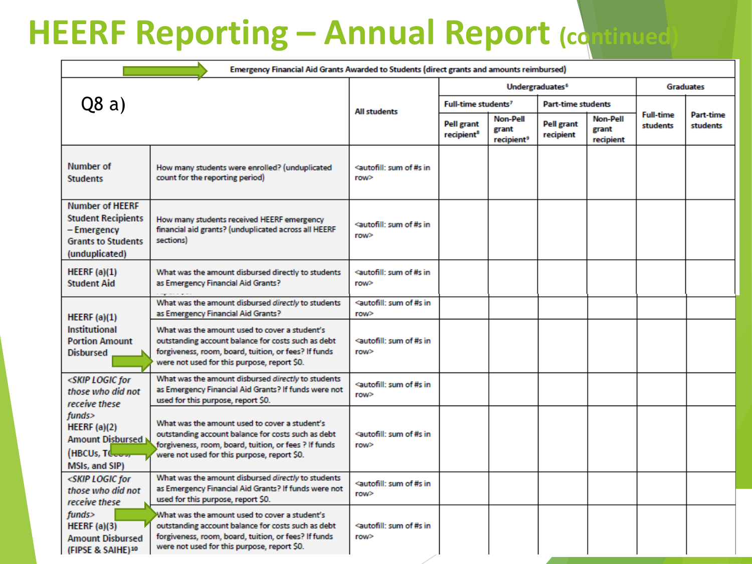# HEERF Reporting – Annual Report (continued)

| Emergency Financial Aid Grants Awarded to Students (direct grants and amounts reimbursed) | | | | | | | | |
|---|---|---|---|---|---|---|---|---|
| Q8 a) | | All students | Undergraduates[6] | | | | Graduates | |
| | | | Full-time students[7] | | Part-time students | | Full-time students | Part-time students |
| | | | Pell grant recipient[8] | Non-Pell grant recipient[9] | Pell grant recipient | Non-Pell grant recipient | | |
| Number of Students | How many students were enrolled? (unduplicated count for the reporting period) | <autofill: sum of #s in row> | | | | | | |
| Number of HEERF Student Recipients – Emergency Grants to Students (unduplicated) | How many students received HEERF emergency financial aid grants? (unduplicated across all HEERF sections) | <autofill: sum of #s in row> | | | | | | |
| HEERF (a)(1) Student Aid | What was the amount disbursed directly to students as Emergency Financial Aid Grants? | <autofill: sum of #s in row> | | | | | | |
| HEERF (a)(1) Institutional Portion Amount Disbursed | What was the amount disbursed *directly* to students as Emergency Financial Aid Grants? | <autofill: sum of #s in row> | | | | | | |
| | What was the amount used to cover a student's outstanding account balance for costs such as debt forgiveness, room, board, tuition, or fees? If funds were not used for this purpose, report $0. | <autofill: sum of #s in row> | | | | | | |
| *<SKIP LOGIC for those who did not receive these funds>* HEERF (a)(2) Amount Disbursed (HBCUs, TCCUs, MSIs, and SIP) | What was the amount disbursed *directly* to students as Emergency Financial Aid Grants? If funds were not used for this purpose, report $0. | <autofill: sum of #s in row> | | | | | | |
| | What was the amount used to cover a student's outstanding account balance for costs such as debt forgiveness, room, board, tuition, or fees ? If funds were not used for this purpose, report $0. | <autofill: sum of #s in row> | | | | | | |
| *<SKIP LOGIC for those who did not receive these funds>* HEERF (a)(3) Amount Disbursed (FIPSE & SAIHE)[10] | What was the amount disbursed *directly* to students as Emergency Financial Aid Grants? If funds were not used for this purpose, report $0. | <autofill: sum of #s in row> | | | | | | |
| | What was the amount used to cover a student's outstanding account balance for costs such as debt forgiveness, room, board, tuition, or fees? If funds were not used for this purpose, report $0. | <autofill: sum of #s in row> | | | | | | |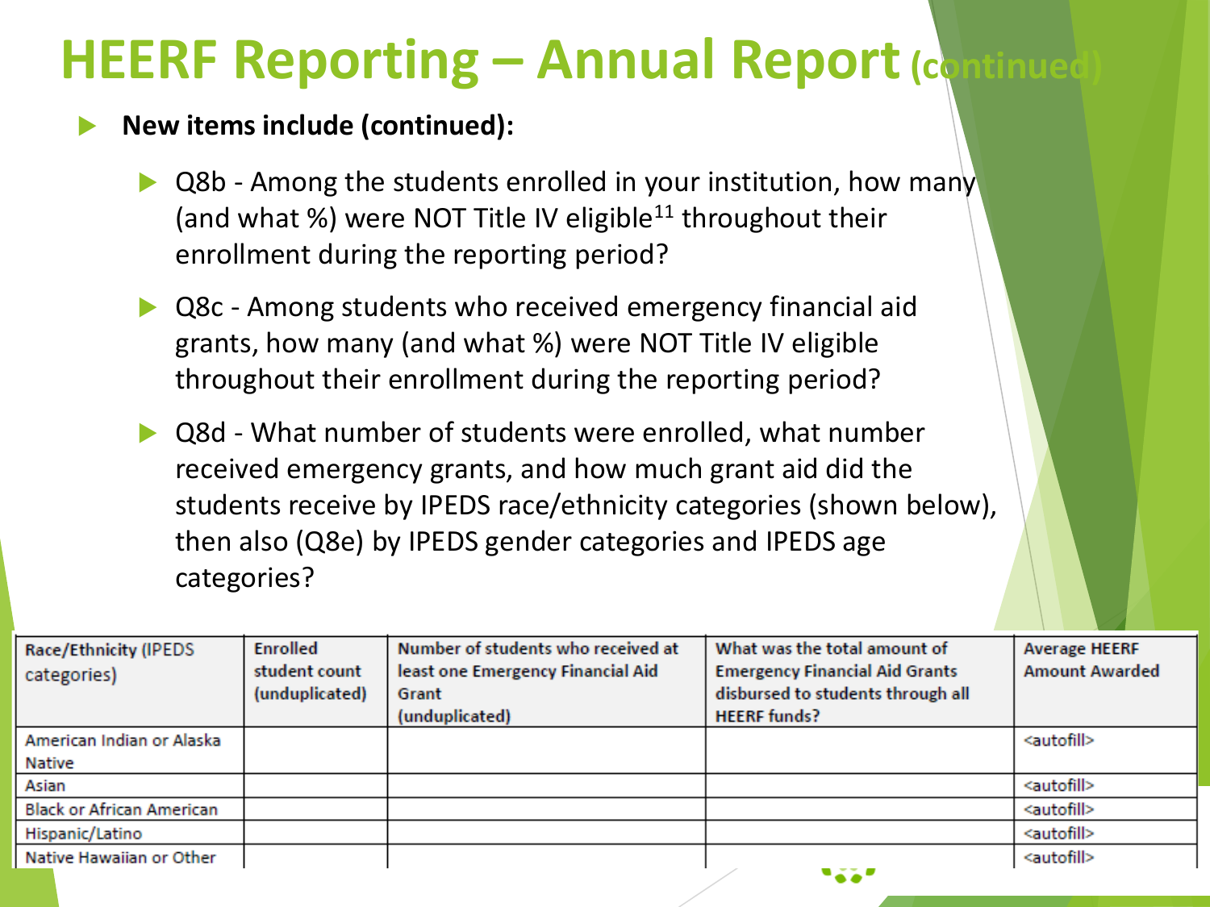# HEERF Reporting – Annual Report (continued)

- **New items include (continued):**
  - Q8b - Among the students enrolled in your institution, how many (and what %) were NOT Title IV eligible[11] throughout their enrollment during the reporting period?
  - Q8c - Among students who received emergency financial aid grants, how many (and what %) were NOT Title IV eligible throughout their enrollment during the reporting period?
  - Q8d - What number of students were enrolled, what number received emergency grants, and how much grant aid did the students receive by IPEDS race/ethnicity categories (shown below), then also (Q8e) by IPEDS gender categories and IPEDS age categories?

| Race/Ethnicity (IPEDS categories) | Enrolled student count (unduplicated) | Number of students who received at least one Emergency Financial Aid Grant (unduplicated) | What was the total amount of Emergency Financial Aid Grants disbursed to students through all HEERF funds? | Average HEERF Amount Awarded |
|---|---|---|---|---|
| American Indian or Alaska Native | | | | <autofill> |
| Asian | | | | <autofill> |
| Black or African American | | | | <autofill> |
| Hispanic/Latino | | | | <autofill> |
| Native Hawaiian or Other | | | | <autofill> |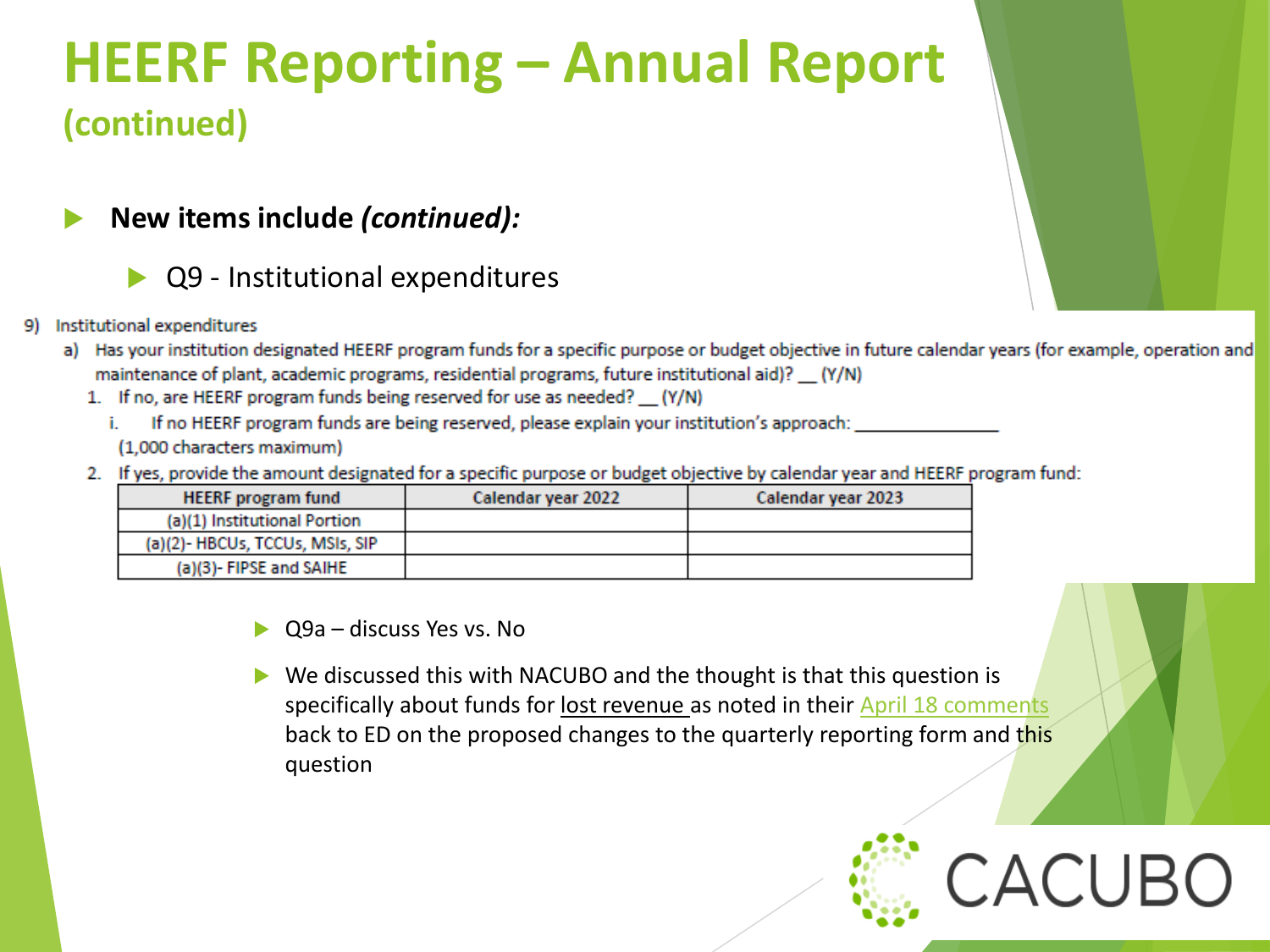# HEERF Reporting – Annual Report (continued)

- **New items include *(continued):***
  - Q9 - Institutional expenditures

9) Institutional expenditures

a) Has your institution designated HEERF program funds for a specific purpose or budget objective in future calendar years (for example, operation and maintenance of plant, academic programs, residential programs, future institutional aid)? __ (Y/N)

1. If no, are HEERF program funds being reserved for use as needed? __ (Y/N)
   - i. If no HEERF program funds are being reserved, please explain your institution's approach: ______________ (1,000 characters maximum)
2. If yes, provide the amount designated for a specific purpose or budget objective by calendar year and HEERF program fund:

| HEERF program fund | Calendar year 2022 | Calendar year 2023 |
|---|---|---|
| (a)(1) Institutional Portion | | |
| (a)(2)- HBCUs, TCCUs, MSIs, SIP | | |
| (a)(3)- FIPSE and SAIHE | | |

- Q9a – discuss Yes vs. No
- We discussed this with NACUBO and the thought is that this question is specifically about funds for <u>lost revenue</u> as noted in their April 18 comments back to ED on the proposed changes to the quarterly reporting form and this question

CACUBO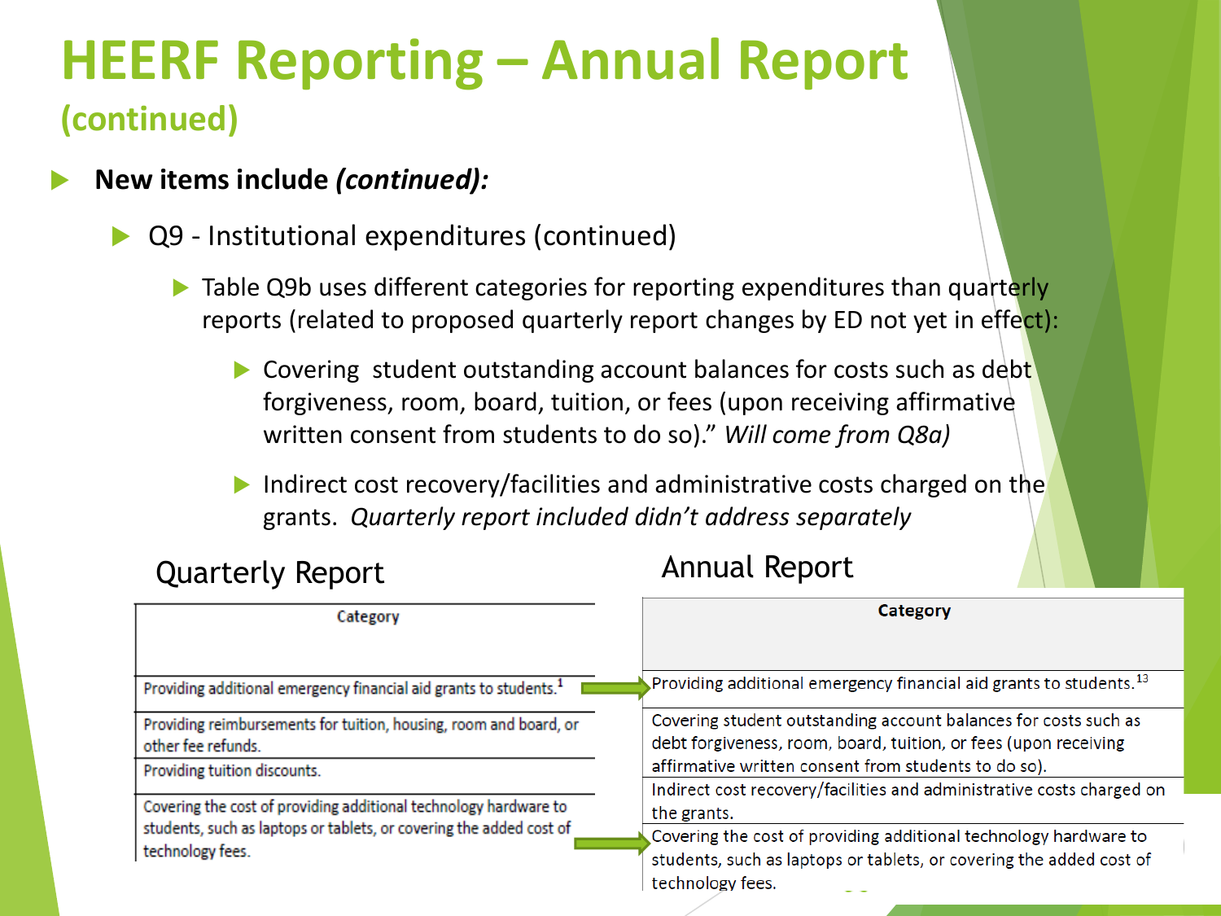# HEERF Reporting – Annual Report

## (continued)

- **New items include *(continued):***
  - Q9 - Institutional expenditures (continued)
    - Table Q9b uses different categories for reporting expenditures than quarterly reports (related to proposed quarterly report changes by ED not yet in effect):
      - Covering student outstanding account balances for costs such as debt forgiveness, room, board, tuition, or fees (upon receiving affirmative written consent from students to do so)." *Will come from Q8a)*
      - Indirect cost recovery/facilities and administrative costs charged on the grants. *Quarterly report included didn't address separately*

**Quarterly Report**

| Category |
|---|
| Providing additional emergency financial aid grants to students.[1] |
| Providing reimbursements for tuition, housing, room and board, or other fee refunds. |
| Providing tuition discounts. |
| Covering the cost of providing additional technology hardware to students, such as laptops or tablets, or covering the added cost of technology fees. |

**Annual Report**

| Category |
|---|
| Providing additional emergency financial aid grants to students.[13] |
| Covering student outstanding account balances for costs such as debt forgiveness, room, board, tuition, or fees (upon receiving affirmative written consent from students to do so). |
| Indirect cost recovery/facilities and administrative costs charged on the grants. |
| Covering the cost of providing additional technology hardware to students, such as laptops or tablets, or covering the added cost of technology fees. |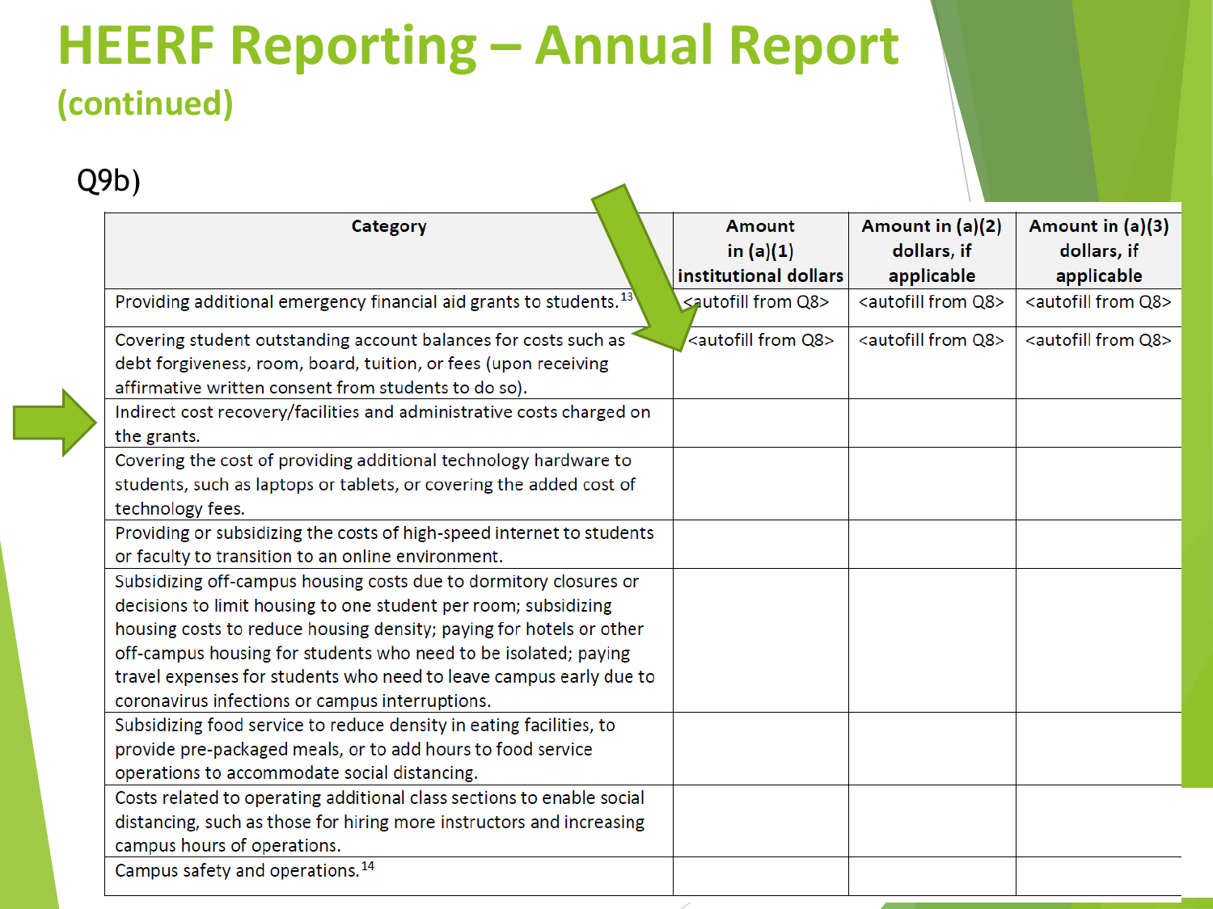# HEERF Reporting – Annual Report

## (continued)

Q9b)

| Category | Amount in (a)(1) institutional dollars | Amount in (a)(2) dollars, if applicable | Amount in (a)(3) dollars, if applicable |
|---|---|---|---|
| Providing additional emergency financial aid grants to students.[13] | <autofill from Q8> | <autofill from Q8> | <autofill from Q8> |
| Covering student outstanding account balances for costs such as debt forgiveness, room, board, tuition, or fees (upon receiving affirmative written consent from students to do so). | <autofill from Q8> | <autofill from Q8> | <autofill from Q8> |
| Indirect cost recovery/facilities and administrative costs charged on the grants. | | | |
| Covering the cost of providing additional technology hardware to students, such as laptops or tablets, or covering the added cost of technology fees. | | | |
| Providing or subsidizing the costs of high-speed internet to students or faculty to transition to an online environment. | | | |
| Subsidizing off-campus housing costs due to dormitory closures or decisions to limit housing to one student per room; subsidizing housing costs to reduce housing density; paying for hotels or other off-campus housing for students who need to be isolated; paying travel expenses for students who need to leave campus early due to coronavirus infections or campus interruptions. | | | |
| Subsidizing food service to reduce density in eating facilities, to provide pre-packaged meals, or to add hours to food service operations to accommodate social distancing. | | | |
| Costs related to operating additional class sections to enable social distancing, such as those for hiring more instructors and increasing campus hours of operations. | | | |
| Campus safety and operations.[14] | | | |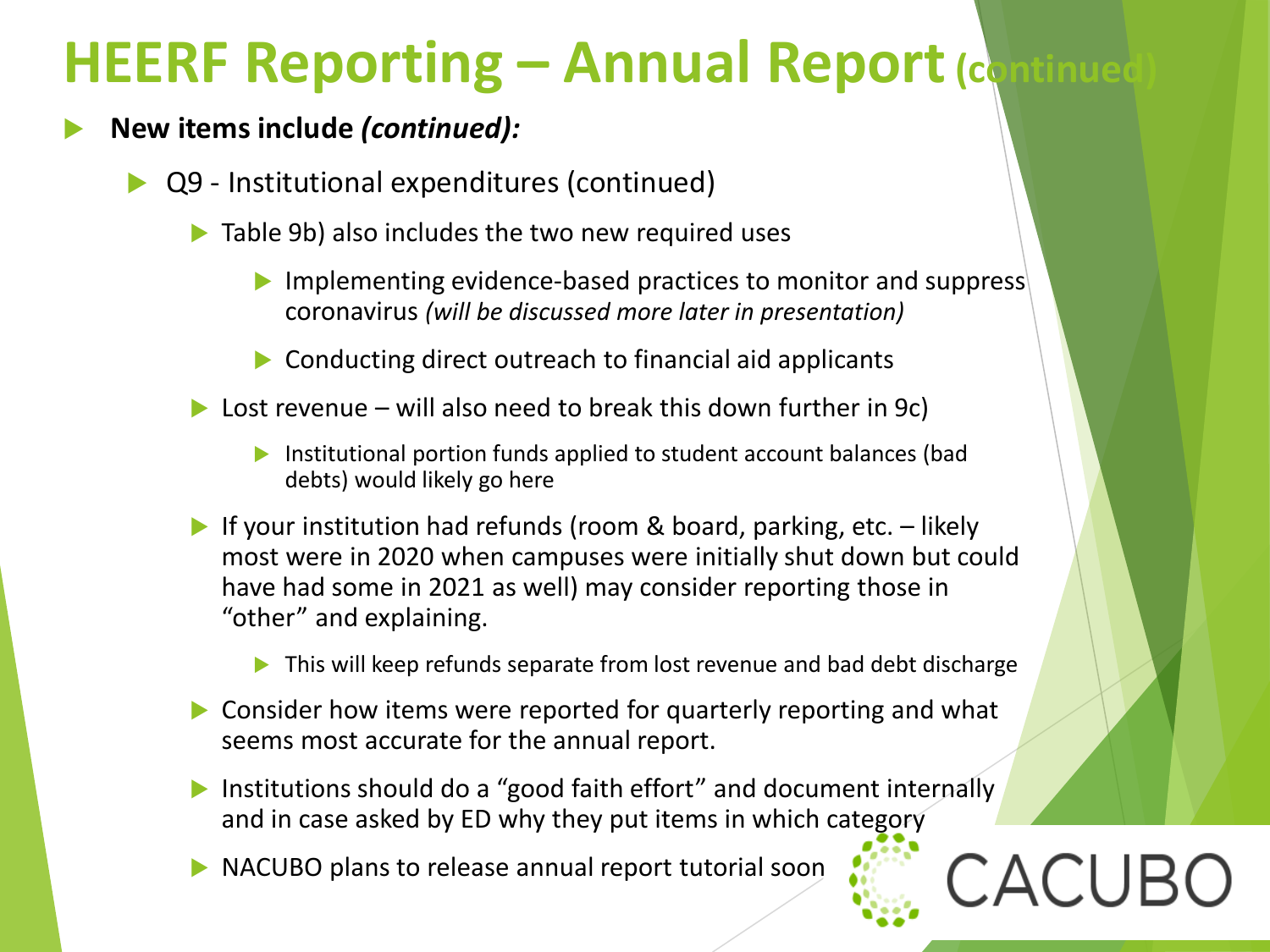# HEERF Reporting – Annual Report (continued)

- **New items include *(continued):***
  - Q9 - Institutional expenditures (continued)
    - Table 9b) also includes the two new required uses
      - Implementing evidence-based practices to monitor and suppress coronavirus *(will be discussed more later in presentation)*
      - Conducting direct outreach to financial aid applicants
    - Lost revenue – will also need to break this down further in 9c)
      - Institutional portion funds applied to student account balances (bad debts) would likely go here
    - If your institution had refunds (room & board, parking, etc. – likely most were in 2020 when campuses were initially shut down but could have had some in 2021 as well) may consider reporting those in "other" and explaining.
      - This will keep refunds separate from lost revenue and bad debt discharge
    - Consider how items were reported for quarterly reporting and what seems most accurate for the annual report.
    - Institutions should do a "good faith effort" and document internally and in case asked by ED why they put items in which category
    - NACUBO plans to release annual report tutorial soon

CACUBO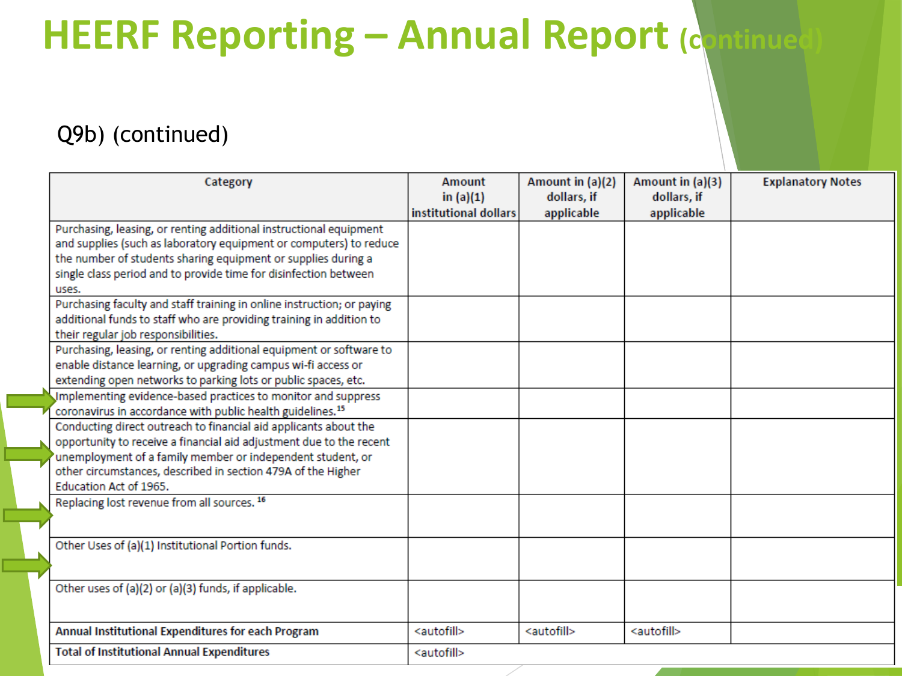# HEERF Reporting – Annual Report (continued)

Q9b) (continued)

| Category | Amount in (a)(1) institutional dollars | Amount in (a)(2) dollars, if applicable | Amount in (a)(3) dollars, if applicable | Explanatory Notes |
|---|---|---|---|---|
| Purchasing, leasing, or renting additional instructional equipment and supplies (such as laboratory equipment or computers) to reduce the number of students sharing equipment or supplies during a single class period and to provide time for disinfection between uses. | | | | |
| Purchasing faculty and staff training in online instruction; or paying additional funds to staff who are providing training in addition to their regular job responsibilities. | | | | |
| Purchasing, leasing, or renting additional equipment or software to enable distance learning, or upgrading campus wi-fi access or extending open networks to parking lots or public spaces, etc. | | | | |
| Implementing evidence-based practices to monitor and suppress coronavirus in accordance with public health guidelines.[15] | | | | |
| Conducting direct outreach to financial aid applicants about the opportunity to receive a financial aid adjustment due to the recent unemployment of a family member or independent student, or other circumstances, described in section 479A of the Higher Education Act of 1965. | | | | |
| Replacing lost revenue from all sources.[16] | | | | |
| Other Uses of (a)(1) Institutional Portion funds. | | | | |
| Other uses of (a)(2) or (a)(3) funds, if applicable. | | | | |
| **Annual Institutional Expenditures for each Program** | <autofill> | <autofill> | <autofill> | |
| **Total of Institutional Annual Expenditures** | <autofill> | | | |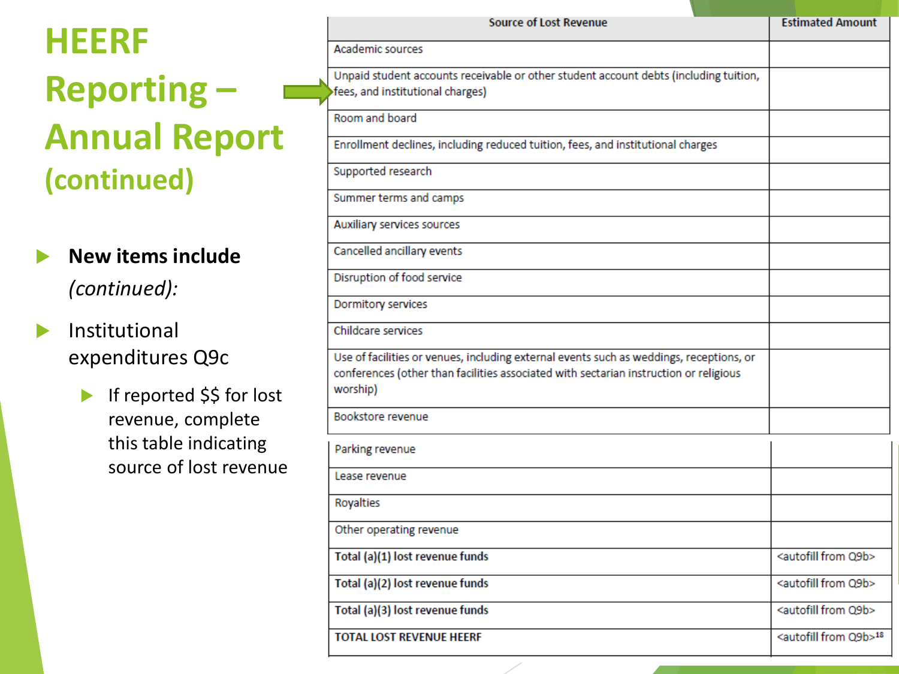# HEERF Reporting – Annual Report (continued)

- **New items include** *(continued):*
- Institutional expenditures Q9c
  - If reported $$ for lost revenue, complete this table indicating source of lost revenue

| Source of Lost Revenue | Estimated Amount |
|---|---|
| Academic sources | |
| Unpaid student accounts receivable or other student account debts (including tuition, fees, and institutional charges) | |
| Room and board | |
| Enrollment declines, including reduced tuition, fees, and institutional charges | |
| Supported research | |
| Summer terms and camps | |
| Auxiliary services sources | |
| Cancelled ancillary events | |
| Disruption of food service | |
| Dormitory services | |
| Childcare services | |
| Use of facilities or venues, including external events such as weddings, receptions, or conferences (other than facilities associated with sectarian instruction or religious worship) | |
| Bookstore revenue | |
| Parking revenue | |
| Lease revenue | |
| Royalties | |
| Other operating revenue | |
| **Total (a)(1) lost revenue funds** | <autofill from Q9b> |
| **Total (a)(2) lost revenue funds** | <autofill from Q9b> |
| **Total (a)(3) lost revenue funds** | <autofill from Q9b> |
| **TOTAL LOST REVENUE HEERF** | <autofill from Q9b>[18] |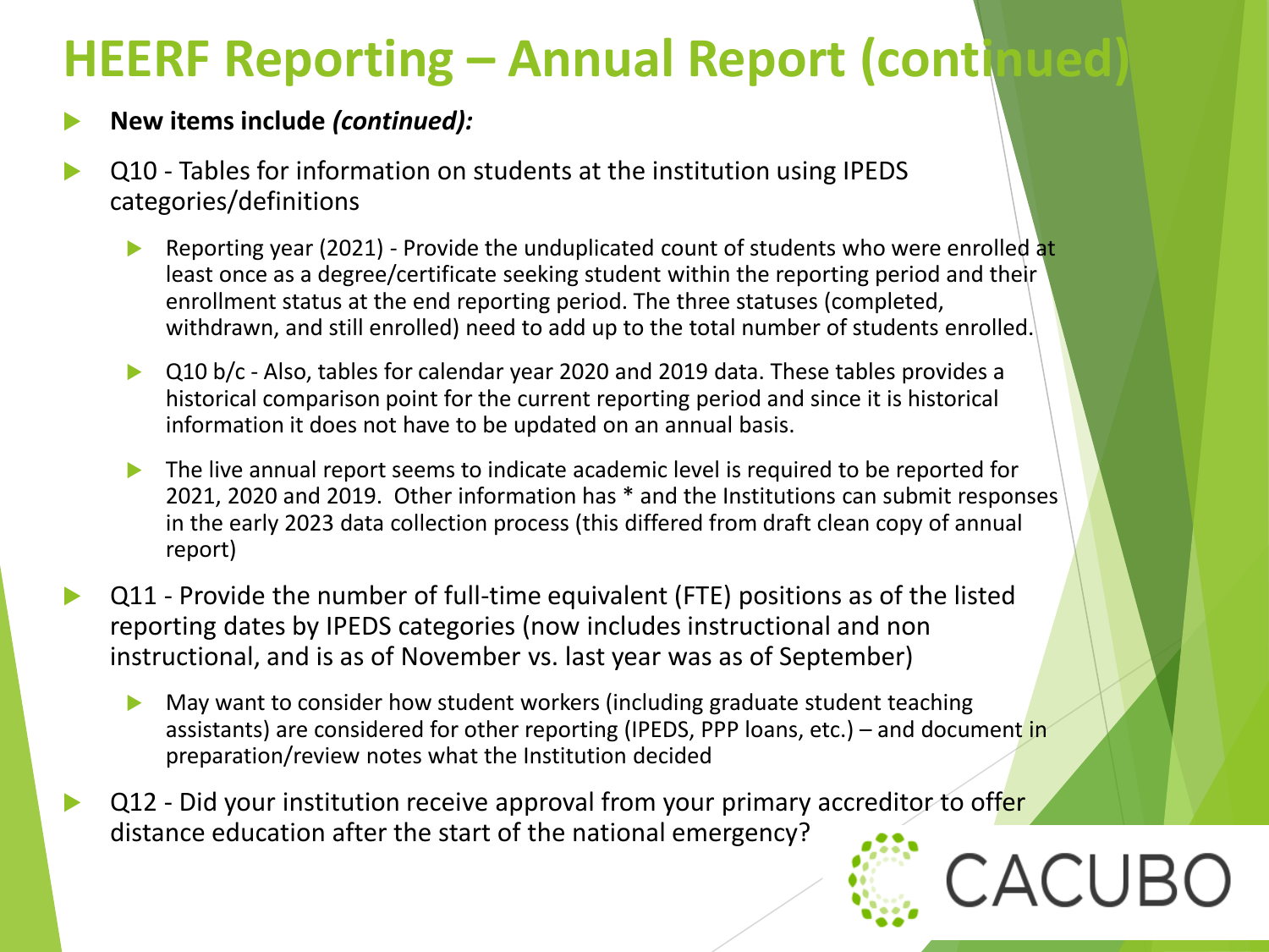# HEERF Reporting – Annual Report (continued)

- **New items include *(continued):***
- Q10 - Tables for information on students at the institution using IPEDS categories/definitions
  - Reporting year (2021) - Provide the unduplicated count of students who were enrolled at least once as a degree/certificate seeking student within the reporting period and their enrollment status at the end reporting period. The three statuses (completed, withdrawn, and still enrolled) need to add up to the total number of students enrolled.
  - Q10 b/c - Also, tables for calendar year 2020 and 2019 data. These tables provides a historical comparison point for the current reporting period and since it is historical information it does not have to be updated on an annual basis.
  - The live annual report seems to indicate academic level is required to be reported for 2021, 2020 and 2019. Other information has * and the Institutions can submit responses in the early 2023 data collection process (this differed from draft clean copy of annual report)
- Q11 - Provide the number of full-time equivalent (FTE) positions as of the listed reporting dates by IPEDS categories (now includes instructional and non instructional, and is as of November vs. last year was as of September)
  - May want to consider how student workers (including graduate student teaching assistants) are considered for other reporting (IPEDS, PPP loans, etc.) – and document in preparation/review notes what the Institution decided
- Q12 - Did your institution receive approval from your primary accreditor to offer distance education after the start of the national emergency?

CACUBO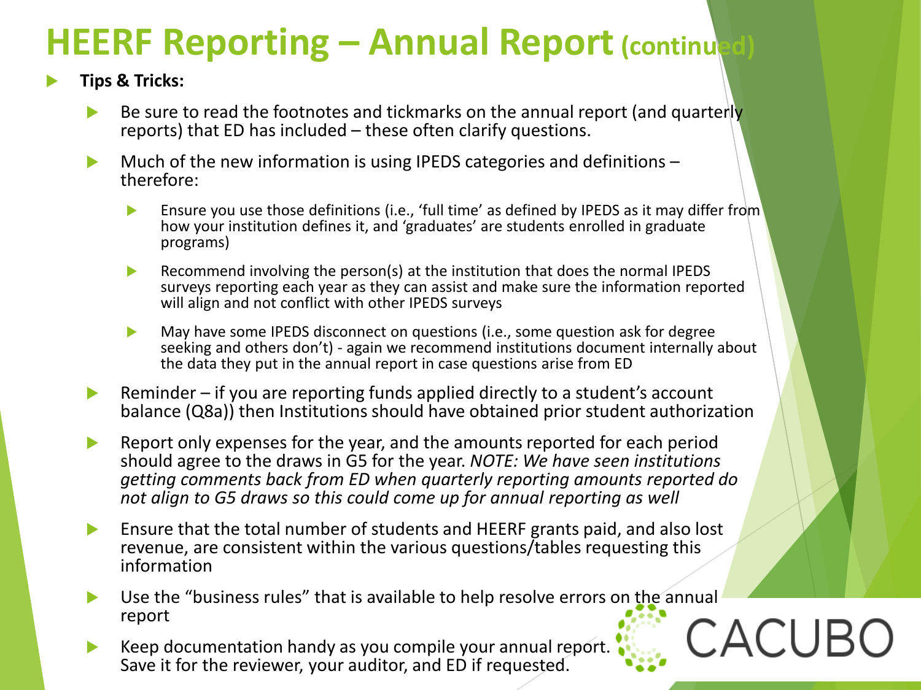# HEERF Reporting – Annual Report (continued)

- **Tips & Tricks:**
  - Be sure to read the footnotes and tickmarks on the annual report (and quarterly reports) that ED has included – these often clarify questions.
  - Much of the new information is using IPEDS categories and definitions – therefore:
    - Ensure you use those definitions (i.e., 'full time' as defined by IPEDS as it may differ from how your institution defines it, and 'graduates' are students enrolled in graduate programs)
    - Recommend involving the person(s) at the institution that does the normal IPEDS surveys reporting each year as they can assist and make sure the information reported will align and not conflict with other IPEDS surveys
    - May have some IPEDS disconnect on questions (i.e., some question ask for degree seeking and others don't) - again we recommend institutions document internally about the data they put in the annual report in case questions arise from ED
  - Reminder – if you are reporting funds applied directly to a student's account balance (Q8a)) then Institutions should have obtained prior student authorization
  - Report only expenses for the year, and the amounts reported for each period should agree to the draws in G5 for the year. *NOTE: We have seen institutions getting comments back from ED when quarterly reporting amounts reported do not align to G5 draws so this could come up for annual reporting as well*
  - Ensure that the total number of students and HEERF grants paid, and also lost revenue, are consistent within the various questions/tables requesting this information
  - Use the "business rules" that is available to help resolve errors on the annual report
  - Keep documentation handy as you compile your annual report. Save it for the reviewer, your auditor, and ED if requested.

CACUBO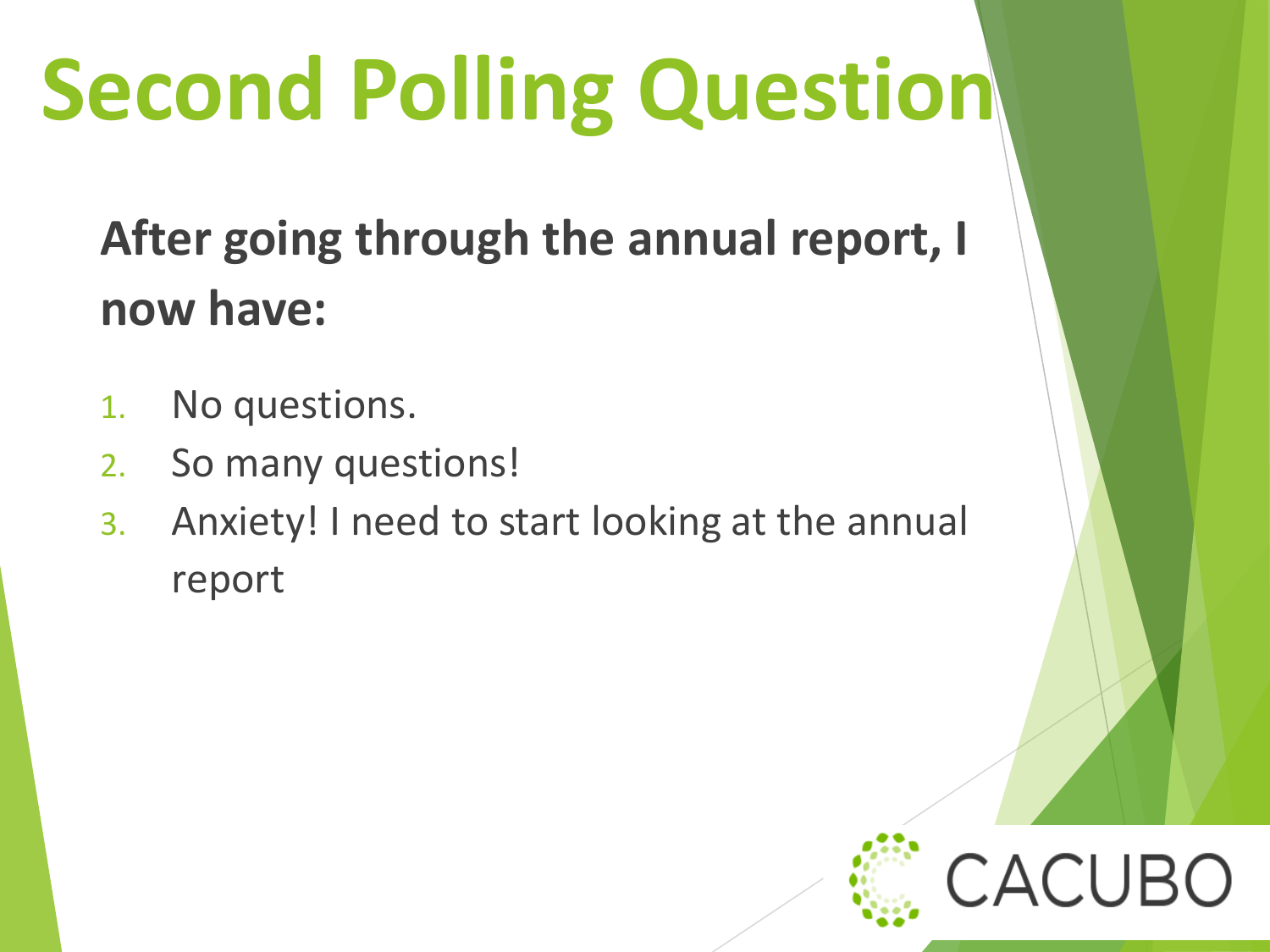# Second Polling Question

**After going through the annual report, I now have:**

1. No questions.
2. So many questions!
3. Anxiety! I need to start looking at the annual report

CACUBO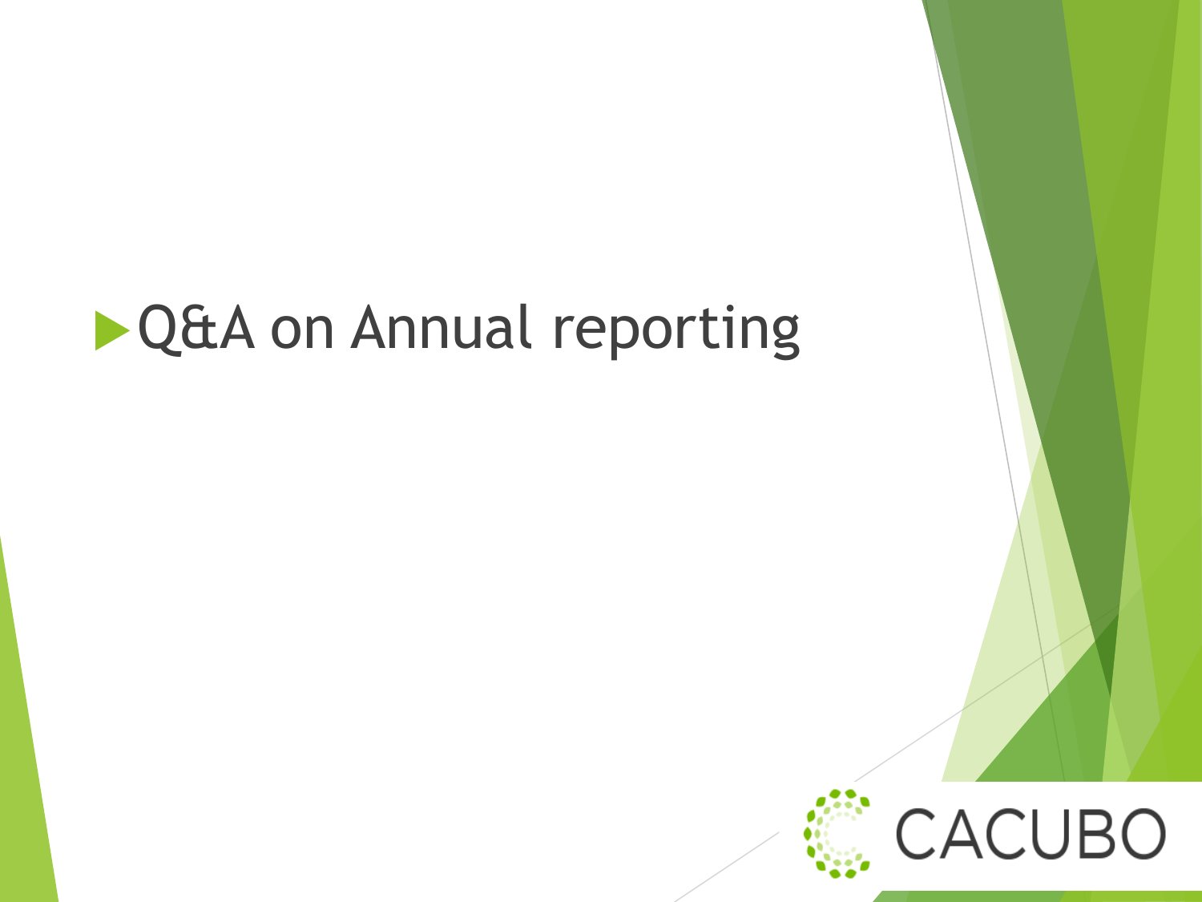- Q&A on Annual reporting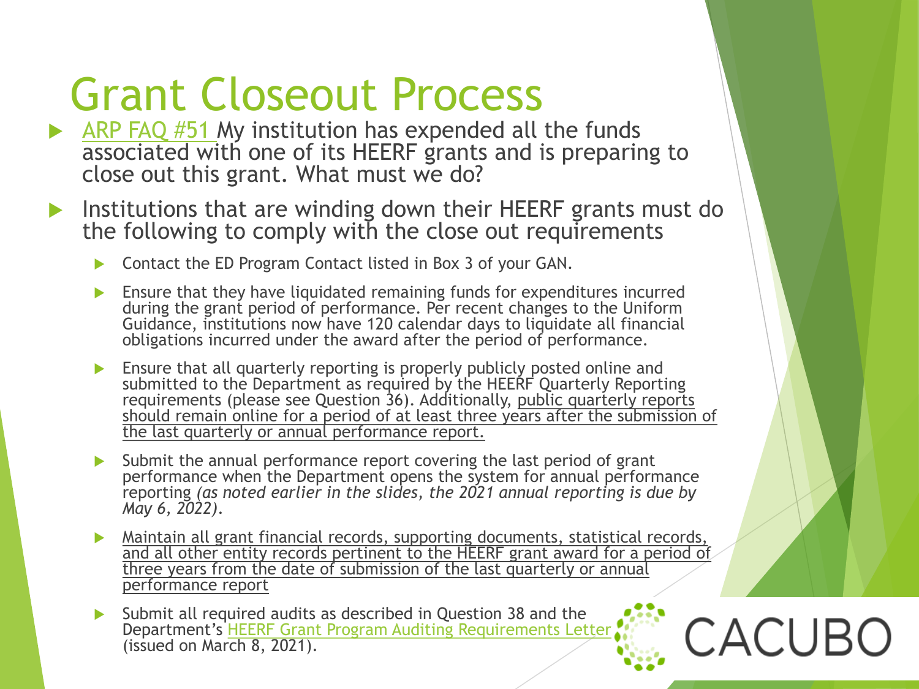# Grant Closeout Process

- ARP FAQ #51 My institution has expended all the funds associated with one of its HEERF grants and is preparing to close out this grant. What must we do?
- Institutions that are winding down their HEERF grants must do the following to comply with the close out requirements
  - Contact the ED Program Contact listed in Box 3 of your GAN.
  - Ensure that they have liquidated remaining funds for expenditures incurred during the grant period of performance. Per recent changes to the Uniform Guidance, institutions now have 120 calendar days to liquidate all financial obligations incurred under the award after the period of performance.
  - Ensure that all quarterly reporting is properly publicly posted online and submitted to the Department as required by the HEERF Quarterly Reporting requirements (please see Question 36). Additionally, public quarterly reports should remain online for a period of at least three years after the submission of the last quarterly or annual performance report.
  - Submit the annual performance report covering the last period of grant performance when the Department opens the system for annual performance reporting *(as noted earlier in the slides, the 2021 annual reporting is due by May 6, 2022)*.
  - Maintain all grant financial records, supporting documents, statistical records, and all other entity records pertinent to the HEERF grant award for a period of three years from the date of submission of the last quarterly or annual performance report
  - Submit all required audits as described in Question 38 and the Department's HEERF Grant Program Auditing Requirements Letter (issued on March 8, 2021).

CACUBO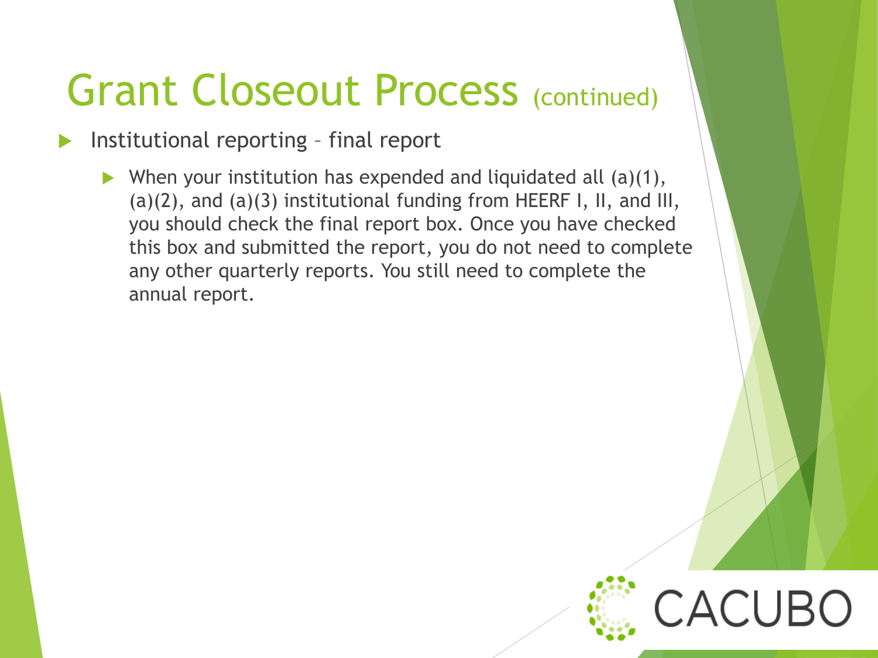# Grant Closeout Process (continued)

- Institutional reporting – final report
  - When your institution has expended and liquidated all (a)(1), (a)(2), and (a)(3) institutional funding from HEERF I, II, and III, you should check the final report box. Once you have checked this box and submitted the report, you do not need to complete any other quarterly reports. You still need to complete the annual report.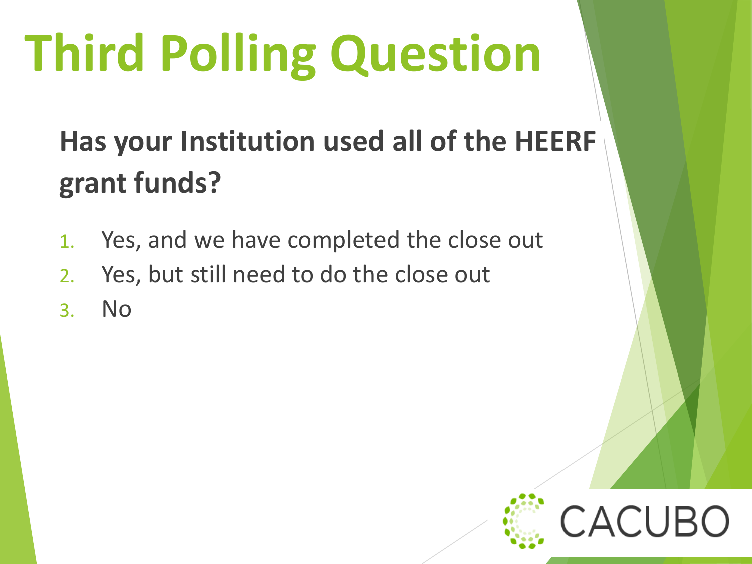# Third Polling Question

**Has your Institution used all of the HEERF grant funds?**

1. Yes, and we have completed the close out
2. Yes, but still need to do the close out
3. No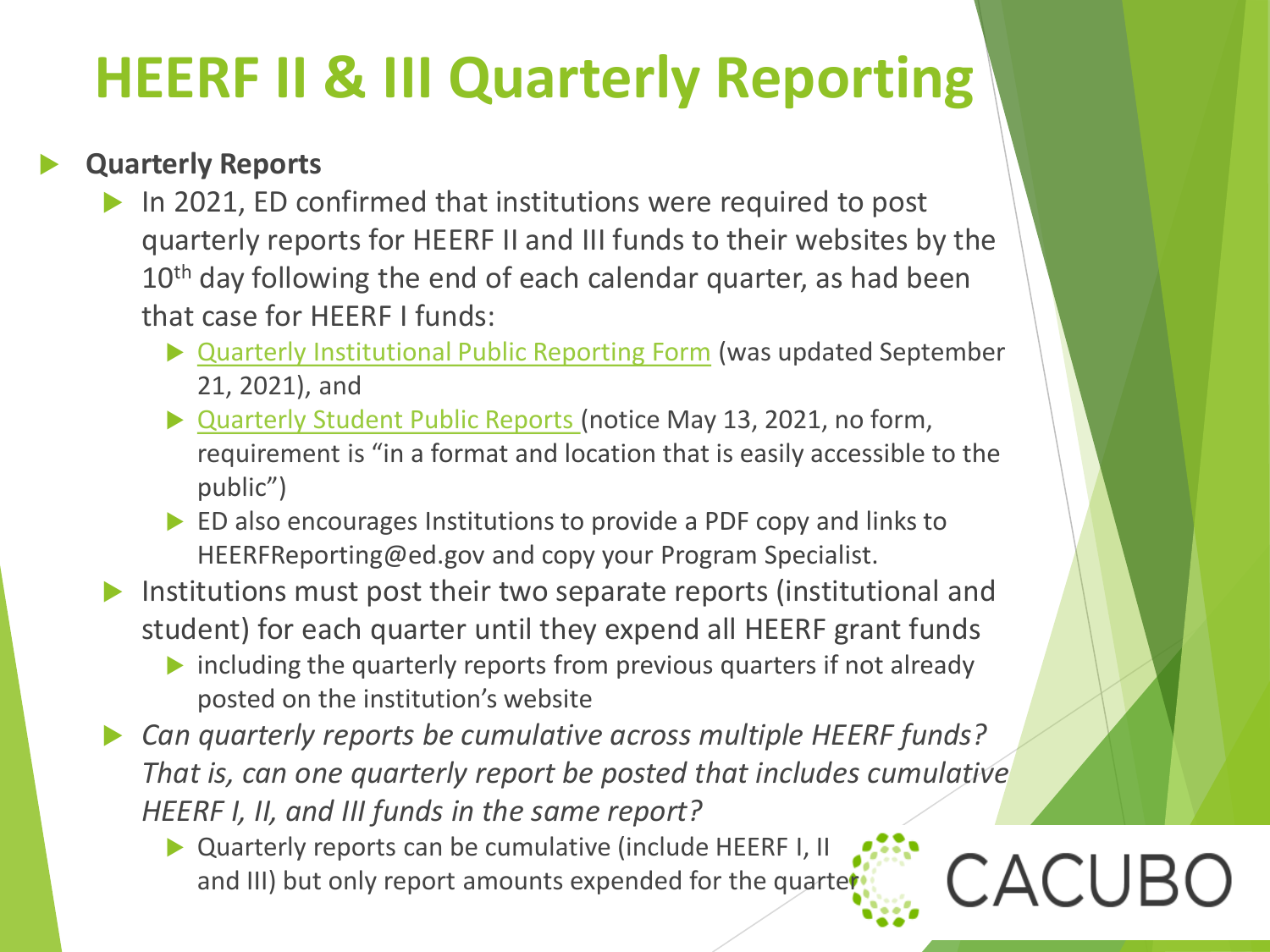# HEERF II & III Quarterly Reporting

- **Quarterly Reports**
  - In 2021, ED confirmed that institutions were required to post quarterly reports for HEERF II and III funds to their websites by the 10th day following the end of each calendar quarter, as had been that case for HEERF I funds:
    - Quarterly Institutional Public Reporting Form (was updated September 21, 2021), and
    - Quarterly Student Public Reports (notice May 13, 2021, no form, requirement is "in a format and location that is easily accessible to the public")
    - ED also encourages Institutions to provide a PDF copy and links to HEERFReporting@ed.gov and copy your Program Specialist.
  - Institutions must post their two separate reports (institutional and student) for each quarter until they expend all HEERF grant funds
    - including the quarterly reports from previous quarters if not already posted on the institution's website
  - *Can quarterly reports be cumulative across multiple HEERF funds? That is, can one quarterly report be posted that includes cumulative HEERF I, II, and III funds in the same report?*
    - Quarterly reports can be cumulative (include HEERF I, II and III) but only report amounts expended for the quarter

CACUBO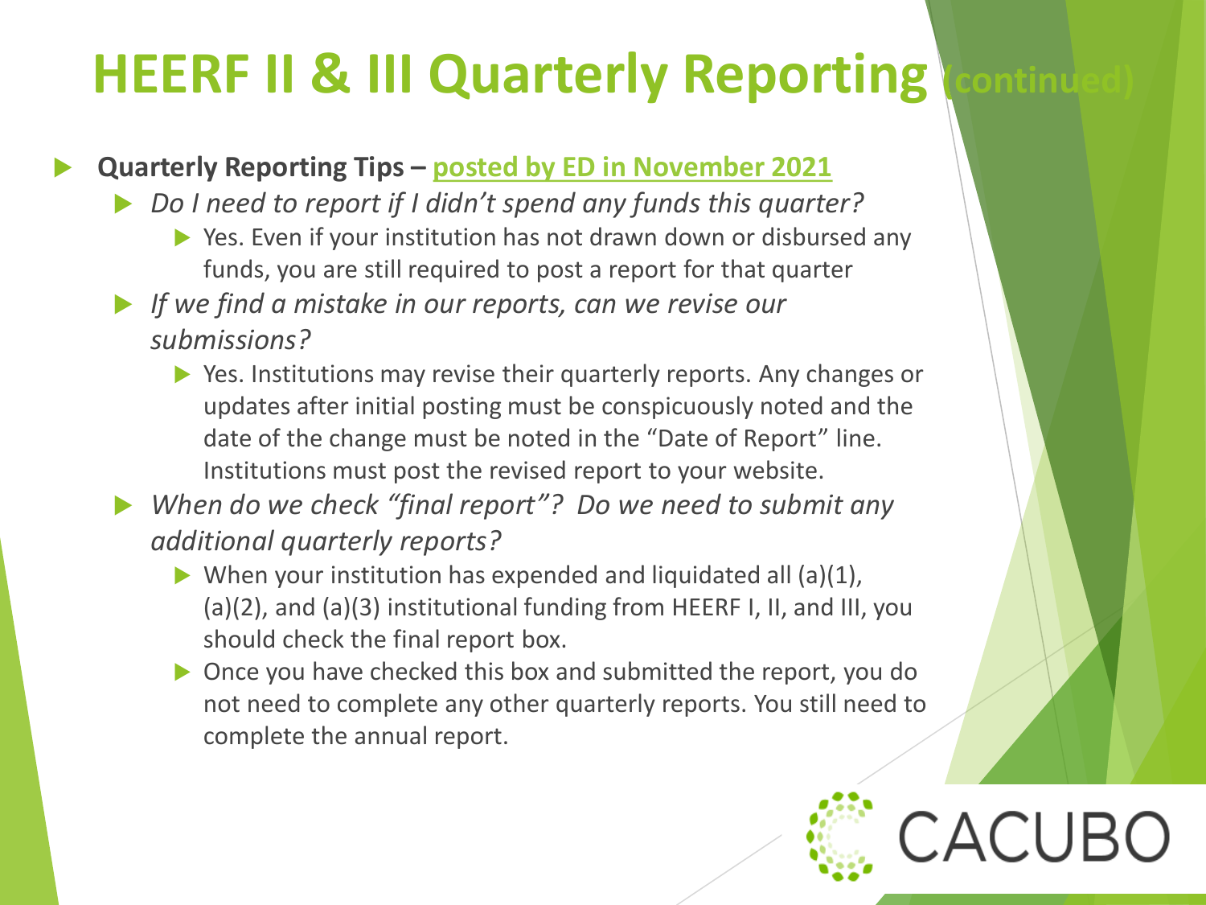# HEERF II & III Quarterly Reporting (continued)

- **Quarterly Reporting Tips – posted by ED in November 2021**
  - *Do I need to report if I didn't spend any funds this quarter?*
    - Yes. Even if your institution has not drawn down or disbursed any funds, you are still required to post a report for that quarter
  - *If we find a mistake in our reports, can we revise our submissions?*
    - Yes. Institutions may revise their quarterly reports. Any changes or updates after initial posting must be conspicuously noted and the date of the change must be noted in the "Date of Report" line. Institutions must post the revised report to your website.
  - *When do we check "final report"? Do we need to submit any additional quarterly reports?*
    - When your institution has expended and liquidated all (a)(1), (a)(2), and (a)(3) institutional funding from HEERF I, II, and III, you should check the final report box.
    - Once you have checked this box and submitted the report, you do not need to complete any other quarterly reports. You still need to complete the annual report.

CACUBO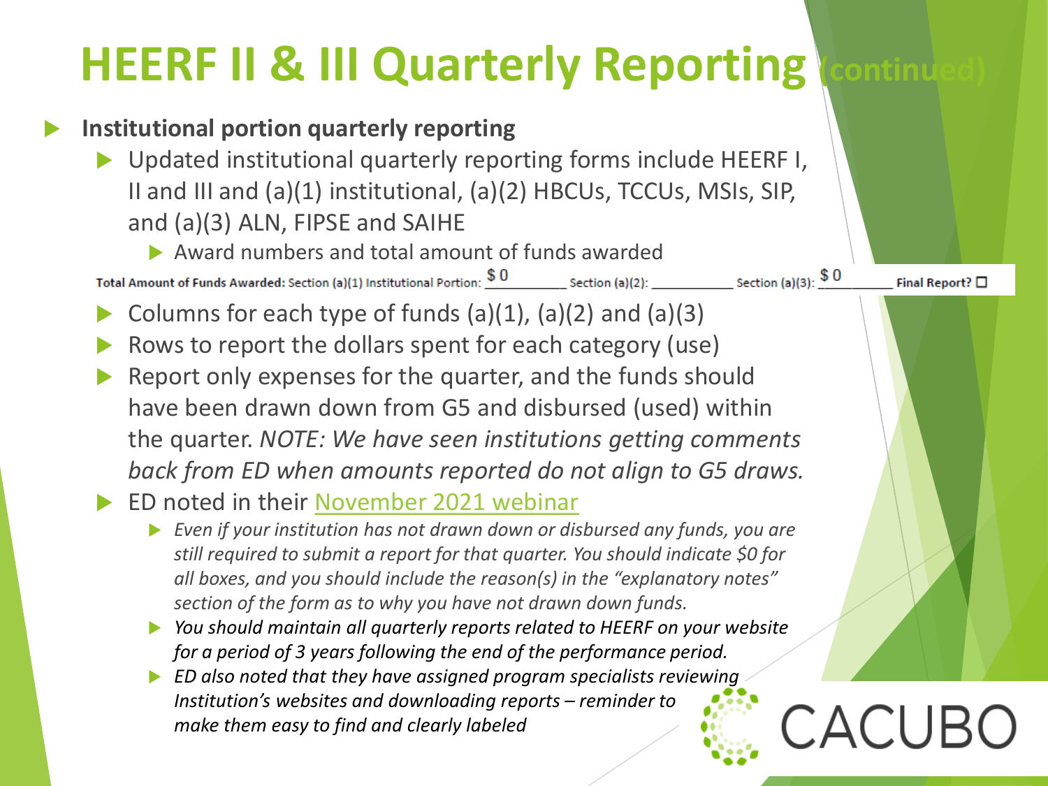# HEERF II & III Quarterly Reporting (continued)

- **Institutional portion quarterly reporting**
  - Updated institutional quarterly reporting forms include HEERF I, II and III and (a)(1) institutional, (a)(2) HBCUs, TCCUs, MSIs, SIP, and (a)(3) ALN, FIPSE and SAIHE
    - Award numbers and total amount of funds awarded

**Total Amount of Funds Awarded:** Section (a)(1) Institutional Portion: $ 0\_\_\_\_\_\_\_\_\_ Section (a)(2): \_\_\_\_\_\_\_\_\_\_ Section (a)(3): $ 0\_\_\_\_\_\_\_\_\_ **Final Report?** ☐

  - Columns for each type of funds (a)(1), (a)(2) and (a)(3)
  - Rows to report the dollars spent for each category (use)
  - Report only expenses for the quarter, and the funds should have been drawn down from G5 and disbursed (used) within the quarter. *NOTE: We have seen institutions getting comments back from ED when amounts reported do not align to G5 draws.*
  - ED noted in their November 2021 webinar
    - *Even if your institution has not drawn down or disbursed any funds, you are still required to submit a report for that quarter. You should indicate $0 for all boxes, and you should include the reason(s) in the "explanatory notes" section of the form as to why you have not drawn down funds.*
    - *You should maintain all quarterly reports related to HEERF on your website for a period of 3 years following the end of the performance period.*
    - *ED also noted that they have assigned program specialists reviewing Institution's websites and downloading reports – reminder to make them easy to find and clearly labeled*

CACUBO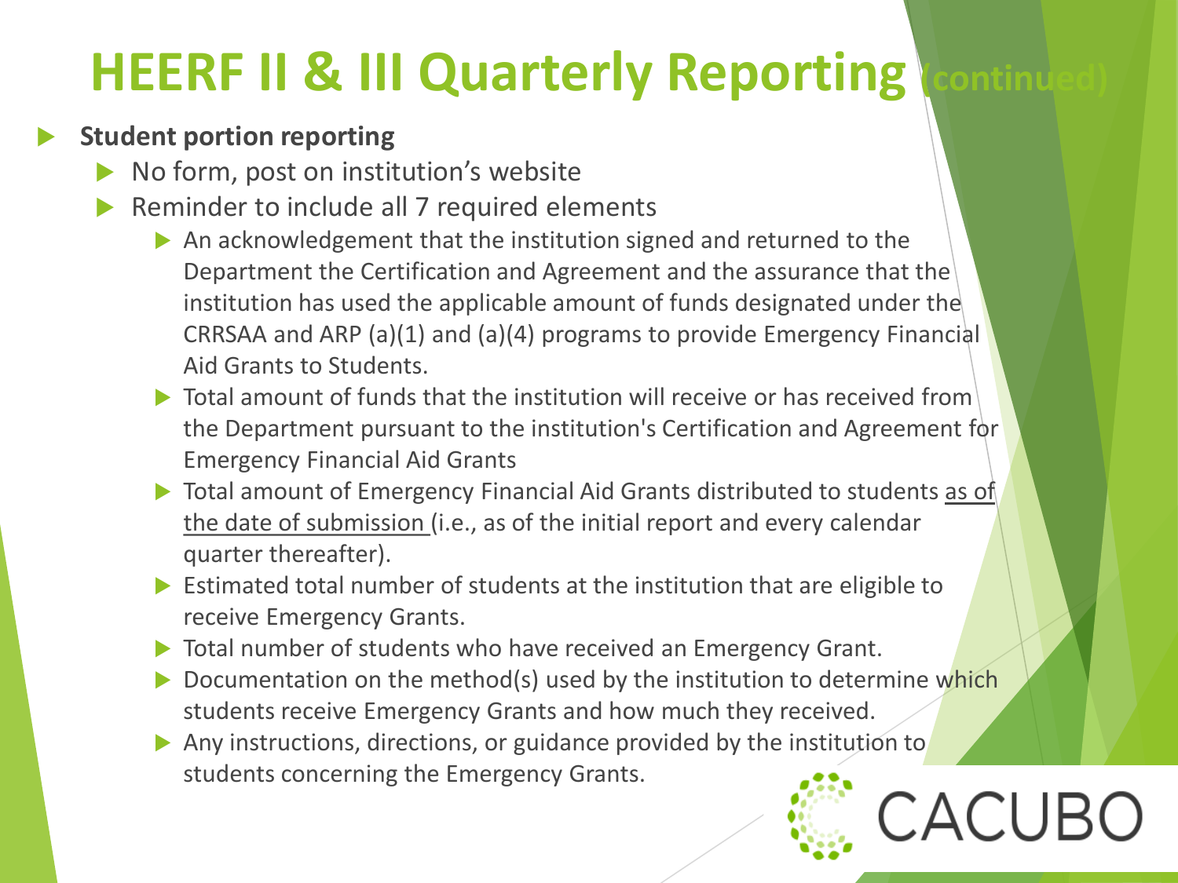# HEERF II & III Quarterly Reporting (continued)

- **Student portion reporting**
  - No form, post on institution's website
  - Reminder to include all 7 required elements
    - An acknowledgement that the institution signed and returned to the Department the Certification and Agreement and the assurance that the institution has used the applicable amount of funds designated under the CRRSAA and ARP (a)(1) and (a)(4) programs to provide Emergency Financial Aid Grants to Students.
    - Total amount of funds that the institution will receive or has received from the Department pursuant to the institution's Certification and Agreement for Emergency Financial Aid Grants
    - Total amount of Emergency Financial Aid Grants distributed to students as of the date of submission (i.e., as of the initial report and every calendar quarter thereafter).
    - Estimated total number of students at the institution that are eligible to receive Emergency Grants.
    - Total number of students who have received an Emergency Grant.
    - Documentation on the method(s) used by the institution to determine which students receive Emergency Grants and how much they received.
    - Any instructions, directions, or guidance provided by the institution to students concerning the Emergency Grants.

CACUBO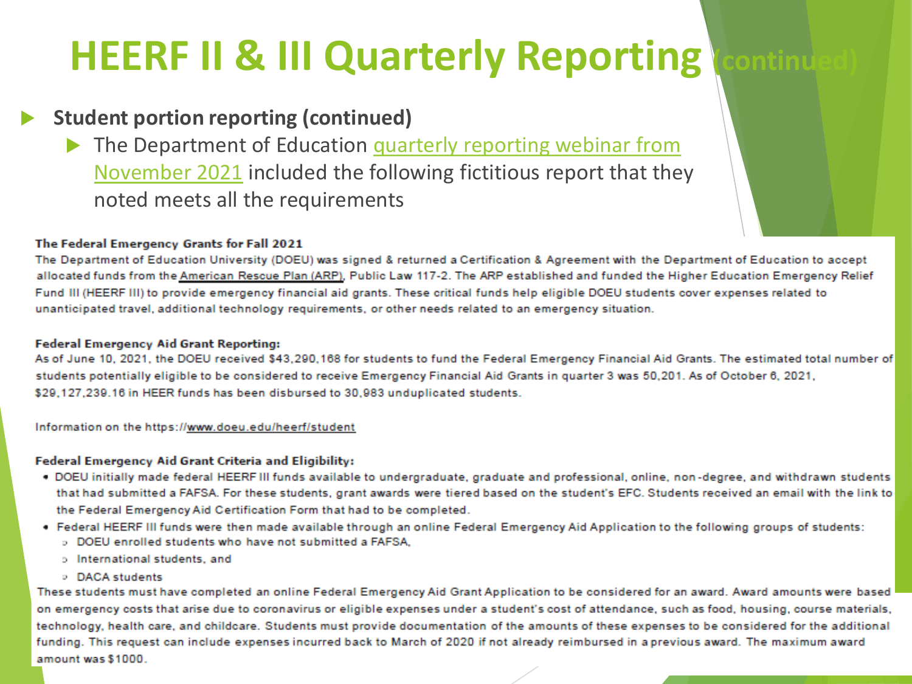# HEERF II & III Quarterly Reporting (continued)

- **Student portion reporting (continued)**
  - The Department of Education quarterly reporting webinar from November 2021 included the following fictitious report that they noted meets all the requirements

**The Federal Emergency Grants for Fall 2021**

The Department of Education University (DOEU) was signed & returned a Certification & Agreement with the Department of Education to accept allocated funds from the American Rescue Plan (ARP), Public Law 117-2. The ARP established and funded the Higher Education Emergency Relief Fund III (HEERF III) to provide emergency financial aid grants. These critical funds help eligible DOEU students cover expenses related to unanticipated travel, additional technology requirements, or other needs related to an emergency situation.

**Federal Emergency Aid Grant Reporting:**

As of June 10, 2021, the DOEU received $43,290,168 for students to fund the Federal Emergency Financial Aid Grants. The estimated total number of students potentially eligible to be considered to receive Emergency Financial Aid Grants in quarter 3 was 50,201. As of October 6, 2021, $29,127,239.16 in HEER funds has been disbursed to 30,983 unduplicated students.

Information on the https://www.doeu.edu/heerf/student

**Federal Emergency Aid Grant Criteria and Eligibility:**

- DOEU initially made federal HEERF III funds available to undergraduate, graduate and professional, online, non-degree, and withdrawn students that had submitted a FAFSA. For these students, grant awards were tiered based on the student's EFC. Students received an email with the link to the Federal Emergency Aid Certification Form that had to be completed.
- Federal HEERF III funds were then made available through an online Federal Emergency Aid Application to the following groups of students:
  - DOEU enrolled students who have not submitted a FAFSA,
  - International students, and
  - DACA students

These students must have completed an online Federal Emergency Aid Grant Application to be considered for an award. Award amounts were based on emergency costs that arise due to coronavirus or eligible expenses under a student's cost of attendance, such as food, housing, course materials, technology, health care, and childcare. Students must provide documentation of the amounts of these expenses to be considered for the additional funding. This request can include expenses incurred back to March of 2020 if not already reimbursed in a previous award. The maximum award amount was $1000.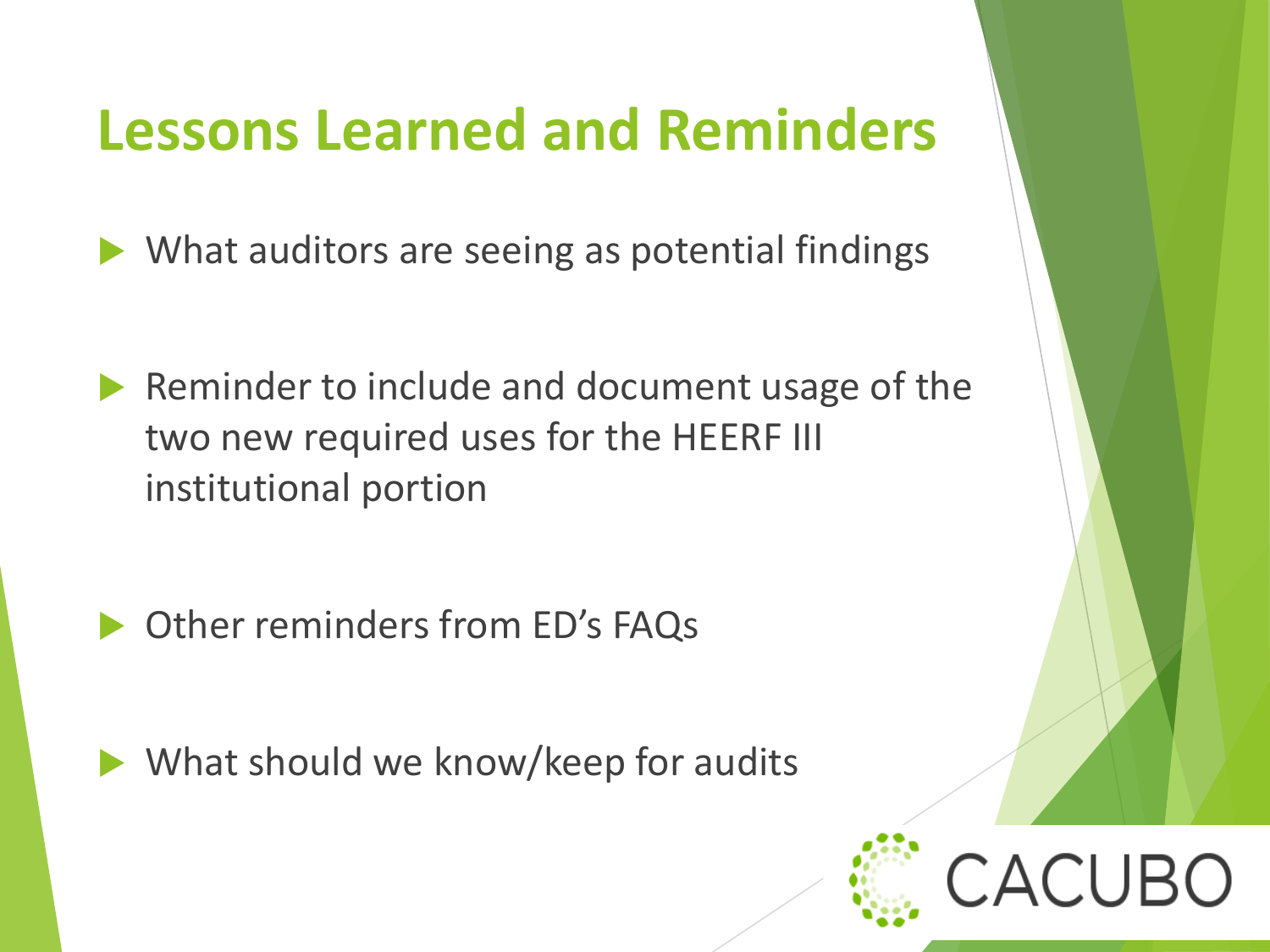# Lessons Learned and Reminders

- What auditors are seeing as potential findings
- Reminder to include and document usage of the two new required uses for the HEERF III institutional portion
- Other reminders from ED's FAQs
- What should we know/keep for audits

CACUBO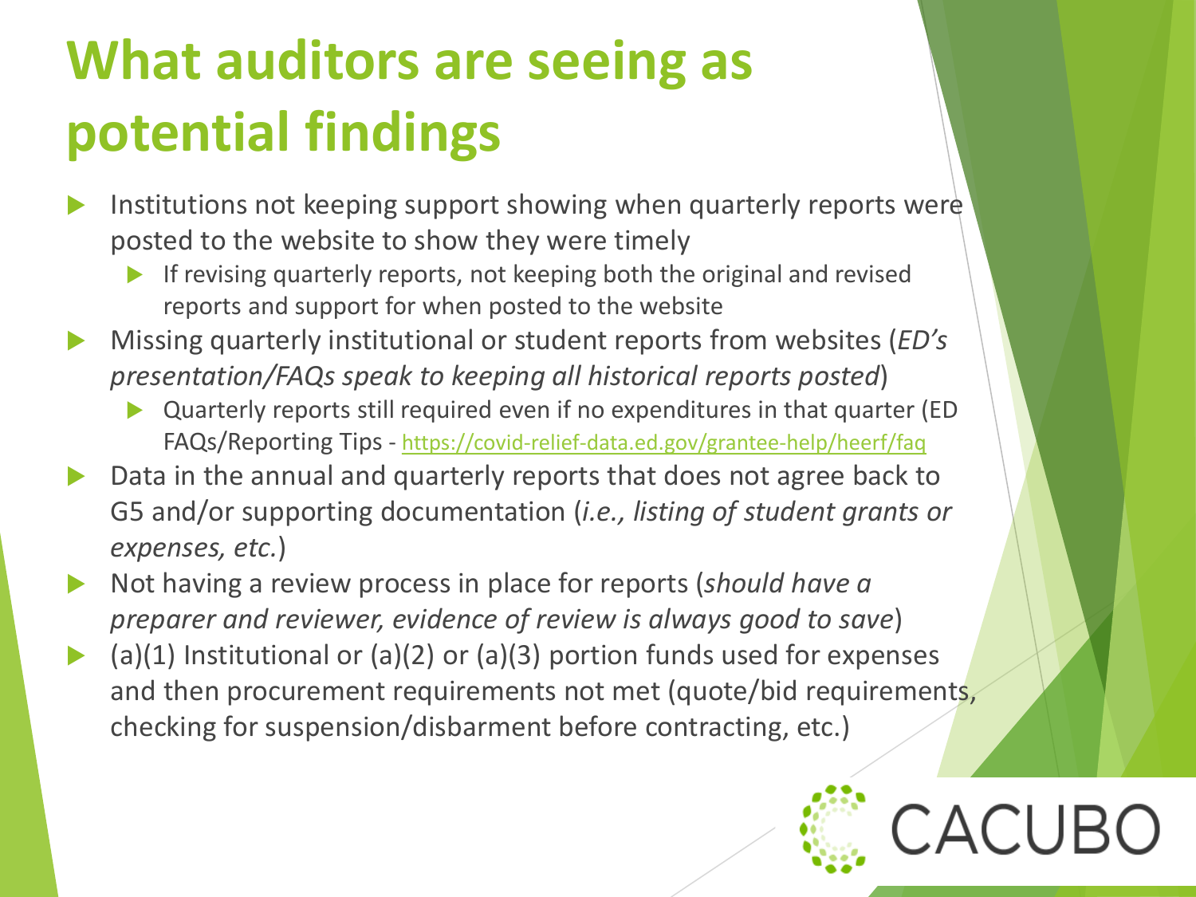# What auditors are seeing as potential findings

- Institutions not keeping support showing when quarterly reports were posted to the website to show they were timely
  - If revising quarterly reports, not keeping both the original and revised reports and support for when posted to the website
- Missing quarterly institutional or student reports from websites (*ED's presentation/FAQs speak to keeping all historical reports posted*)
  - Quarterly reports still required even if no expenditures in that quarter (ED FAQs/Reporting Tips - https://covid-relief-data.ed.gov/grantee-help/heerf/faq
- Data in the annual and quarterly reports that does not agree back to G5 and/or supporting documentation (*i.e., listing of student grants or expenses, etc.*)
- Not having a review process in place for reports (*should have a preparer and reviewer, evidence of review is always good to save*)
- (a)(1) Institutional or (a)(2) or (a)(3) portion funds used for expenses and then procurement requirements not met (quote/bid requirements, checking for suspension/disbarment before contracting, etc.)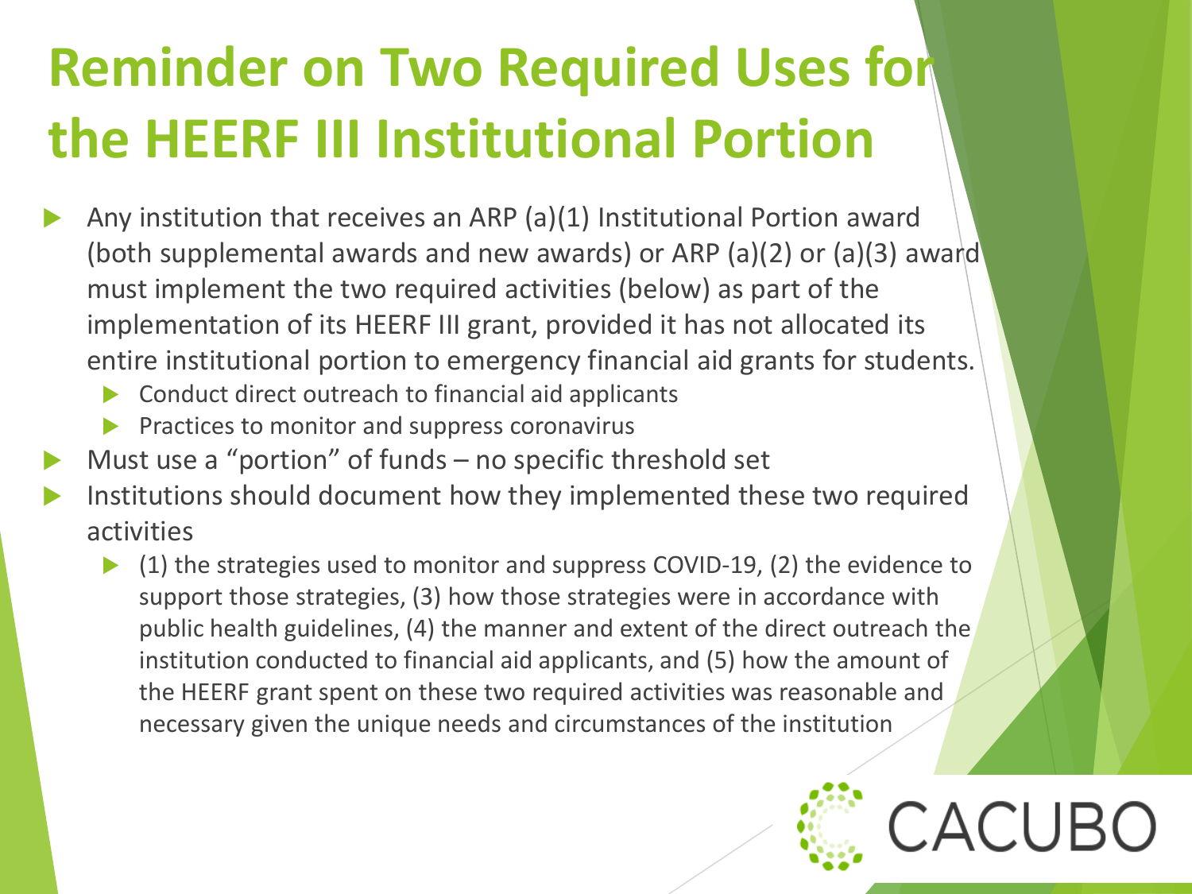# Reminder on Two Required Uses for the HEERF III Institutional Portion

- Any institution that receives an ARP (a)(1) Institutional Portion award (both supplemental awards and new awards) or ARP (a)(2) or (a)(3) award must implement the two required activities (below) as part of the implementation of its HEERF III grant, provided it has not allocated its entire institutional portion to emergency financial aid grants for students.
  - Conduct direct outreach to financial aid applicants
  - Practices to monitor and suppress coronavirus
- Must use a "portion" of funds – no specific threshold set
- Institutions should document how they implemented these two required activities
  - (1) the strategies used to monitor and suppress COVID-19, (2) the evidence to support those strategies, (3) how those strategies were in accordance with public health guidelines, (4) the manner and extent of the direct outreach the institution conducted to financial aid applicants, and (5) how the amount of the HEERF grant spent on these two required activities was reasonable and necessary given the unique needs and circumstances of the institution

CACUBO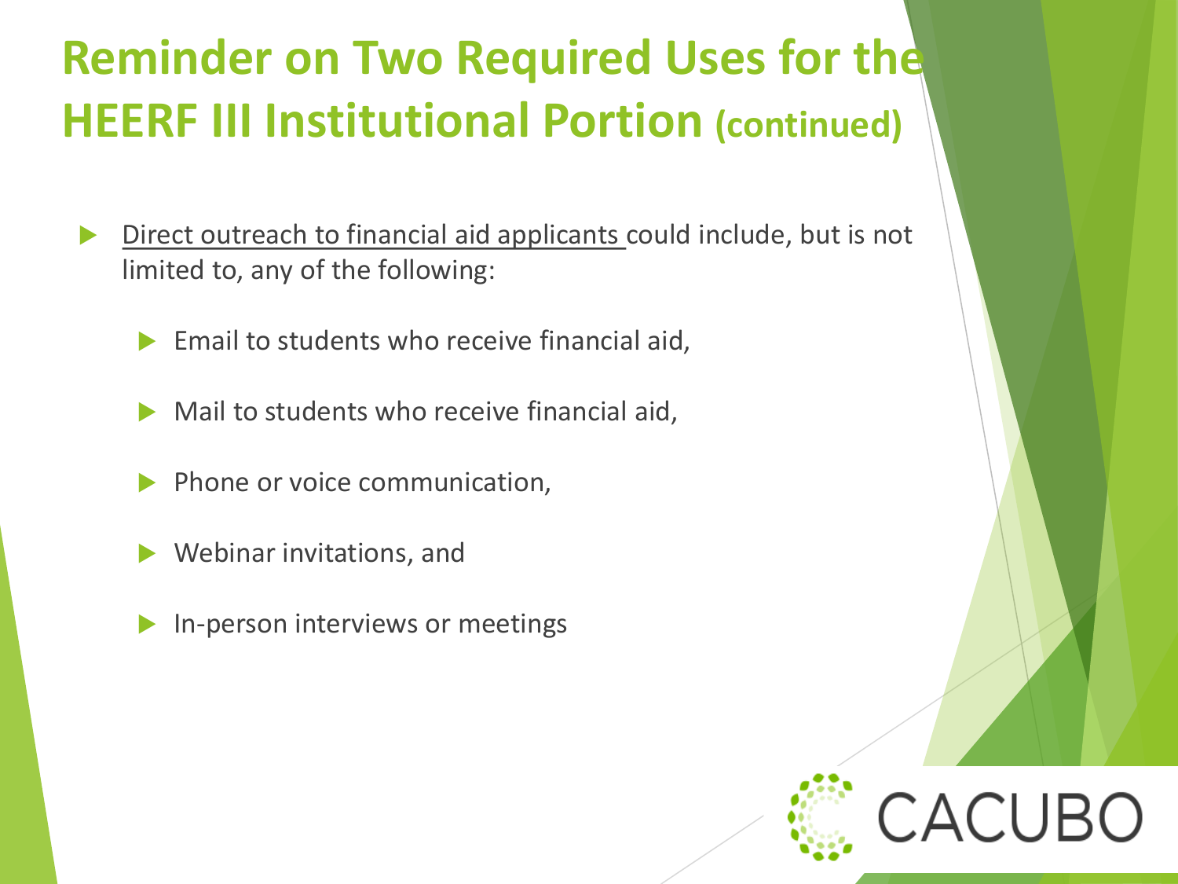# Reminder on Two Required Uses for the HEERF III Institutional Portion (continued)

- Direct outreach to financial aid applicants could include, but is not limited to, any of the following:
  - Email to students who receive financial aid,
  - Mail to students who receive financial aid,
  - Phone or voice communication,
  - Webinar invitations, and
  - In-person interviews or meetings

CACUBO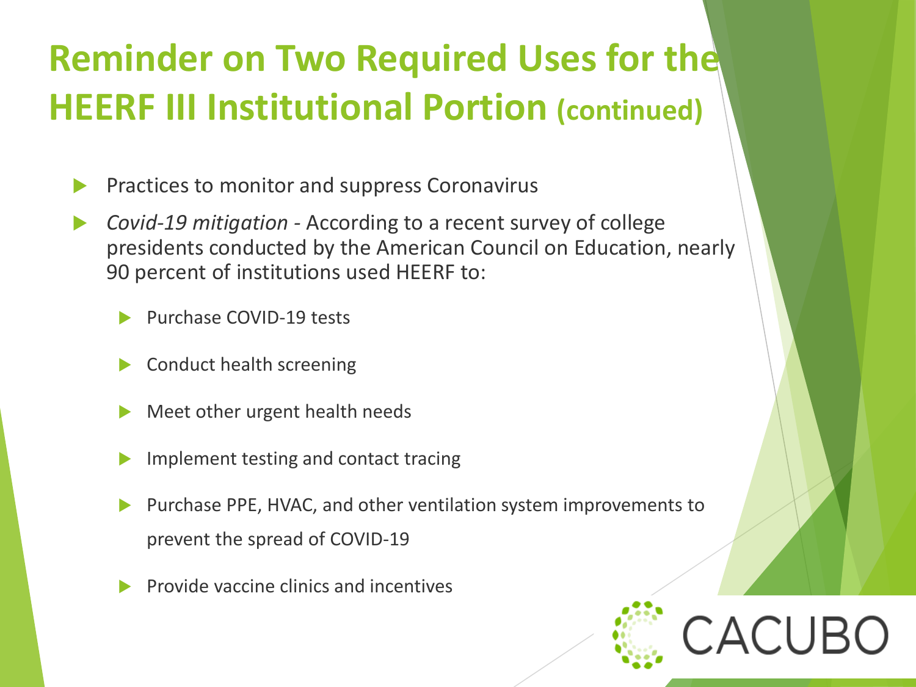# Reminder on Two Required Uses for the HEERF III Institutional Portion (continued)

- Practices to monitor and suppress Coronavirus
- *Covid-19 mitigation* - According to a recent survey of college presidents conducted by the American Council on Education, nearly 90 percent of institutions used HEERF to:
  - Purchase COVID-19 tests
  - Conduct health screening
  - Meet other urgent health needs
  - Implement testing and contact tracing
  - Purchase PPE, HVAC, and other ventilation system improvements to prevent the spread of COVID-19
  - Provide vaccine clinics and incentives

CACUBO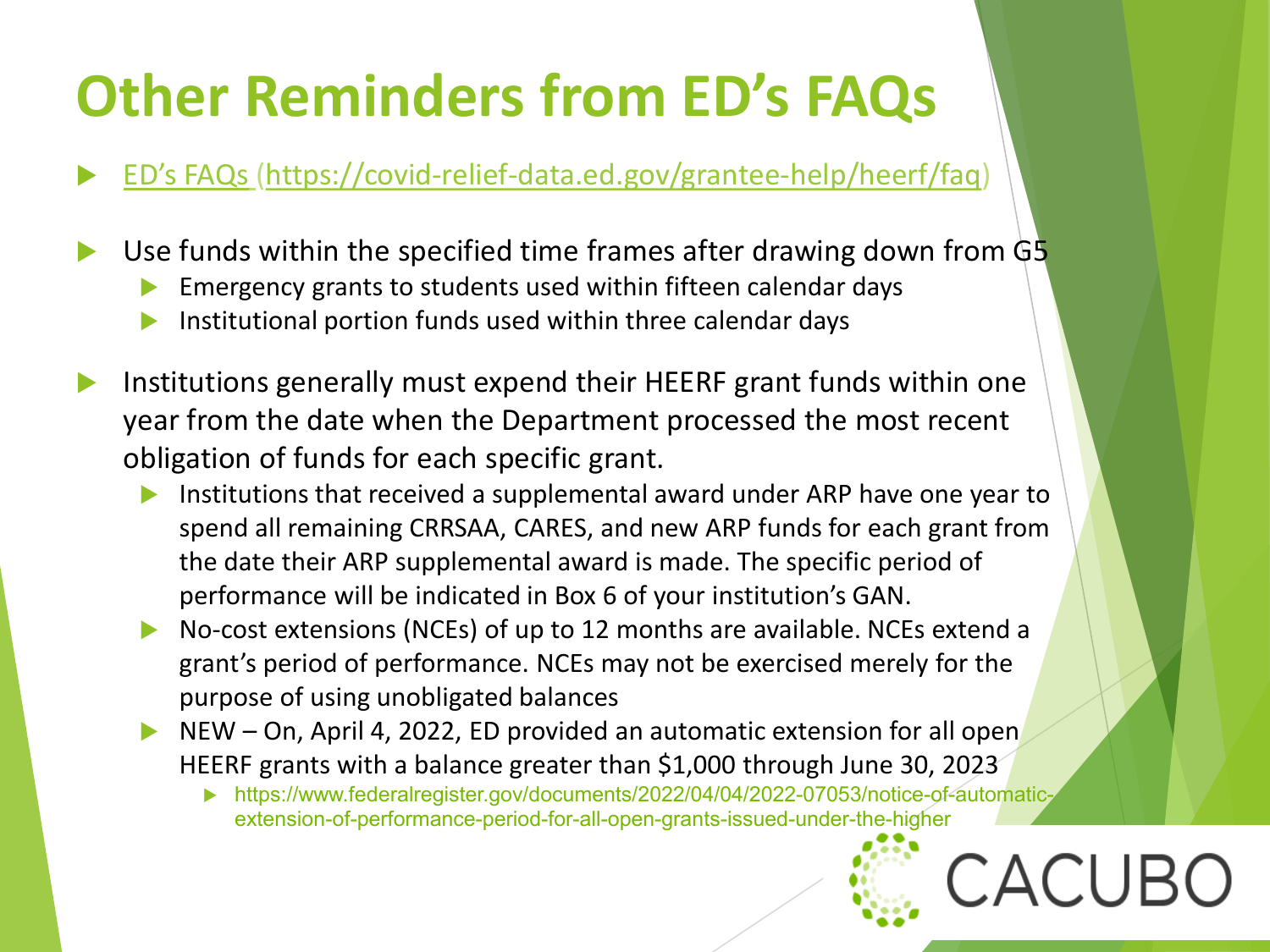# Other Reminders from ED's FAQs

- ED's FAQs (https://covid-relief-data.ed.gov/grantee-help/heerf/faq)
- Use funds within the specified time frames after drawing down from G5
  - Emergency grants to students used within fifteen calendar days
  - Institutional portion funds used within three calendar days
- Institutions generally must expend their HEERF grant funds within one year from the date when the Department processed the most recent obligation of funds for each specific grant.
  - Institutions that received a supplemental award under ARP have one year to spend all remaining CRRSAA, CARES, and new ARP funds for each grant from the date their ARP supplemental award is made. The specific period of performance will be indicated in Box 6 of your institution's GAN.
  - No-cost extensions (NCEs) of up to 12 months are available. NCEs extend a grant's period of performance. NCEs may not be exercised merely for the purpose of using unobligated balances
  - NEW – On, April 4, 2022, ED provided an automatic extension for all open HEERF grants with a balance greater than $1,000 through June 30, 2023
    - https://www.federalregister.gov/documents/2022/04/04/2022-07053/notice-of-automatic-extension-of-performance-period-for-all-open-grants-issued-under-the-higher

CACUBO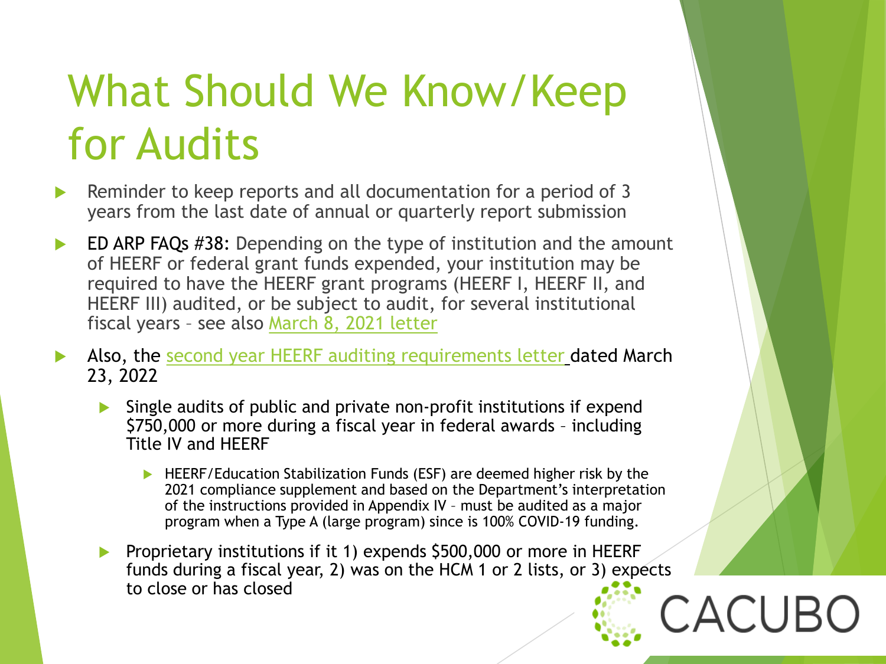# What Should We Know/Keep for Audits

- Reminder to keep reports and all documentation for a period of 3 years from the last date of annual or quarterly report submission
- ED ARP FAQs #38: Depending on the type of institution and the amount of HEERF or federal grant funds expended, your institution may be required to have the HEERF grant programs (HEERF I, HEERF II, and HEERF III) audited, or be subject to audit, for several institutional fiscal years – see also March 8, 2021 letter
- Also, the second year HEERF auditing requirements letter dated March 23, 2022
  - Single audits of public and private non-profit institutions if expend $750,000 or more during a fiscal year in federal awards – including Title IV and HEERF
    - HEERF/Education Stabilization Funds (ESF) are deemed higher risk by the 2021 compliance supplement and based on the Department's interpretation of the instructions provided in Appendix IV – must be audited as a major program when a Type A (large program) since is 100% COVID-19 funding.
  - Proprietary institutions if it 1) expends $500,000 or more in HEERF funds during a fiscal year, 2) was on the HCM 1 or 2 lists, or 3) expects to close or has closed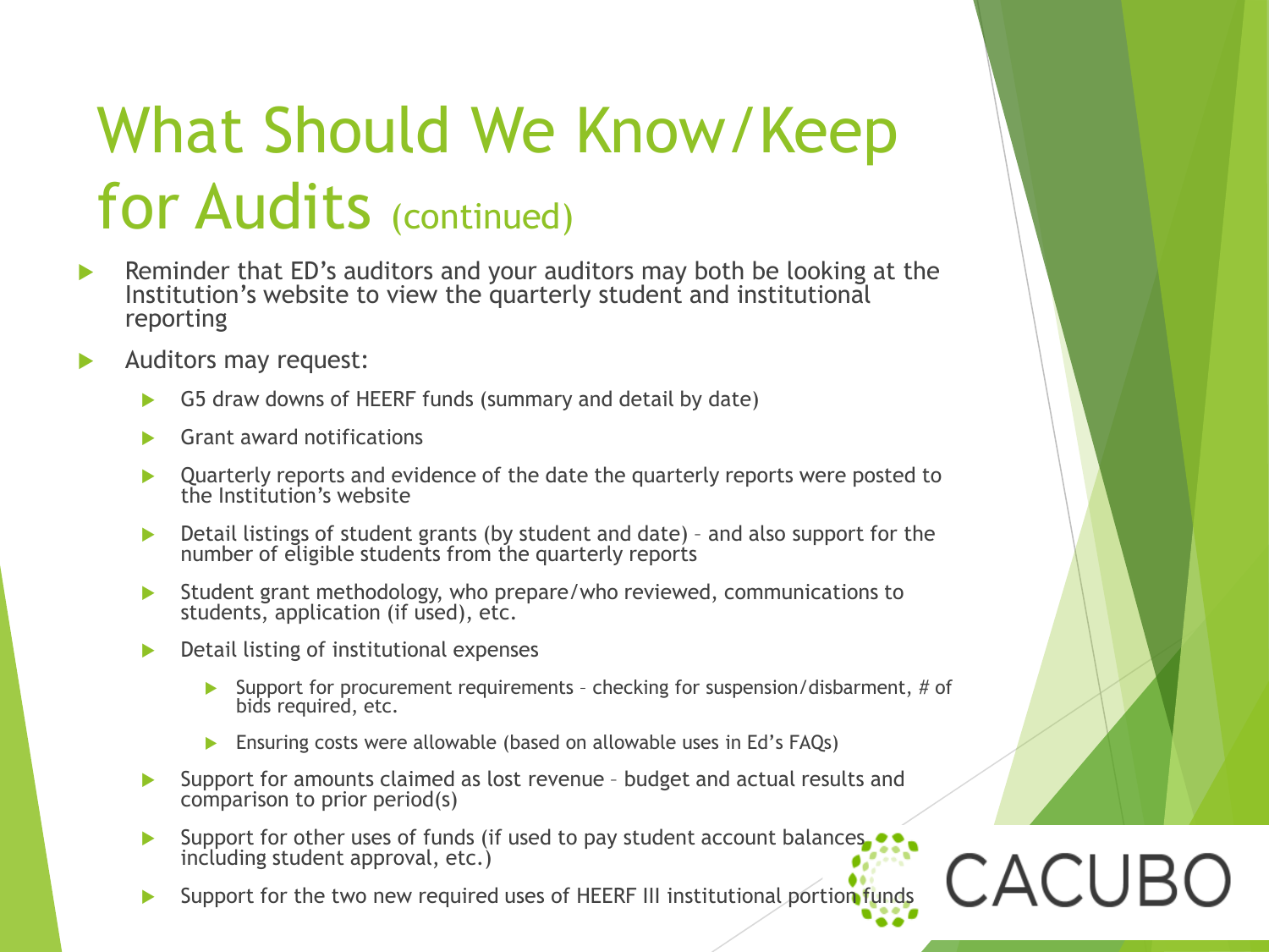# What Should We Know/Keep for Audits (continued)

- Reminder that ED's auditors and your auditors may both be looking at the Institution's website to view the quarterly student and institutional reporting
- Auditors may request:
  - G5 draw downs of HEERF funds (summary and detail by date)
  - Grant award notifications
  - Quarterly reports and evidence of the date the quarterly reports were posted to the Institution's website
  - Detail listings of student grants (by student and date) – and also support for the number of eligible students from the quarterly reports
  - Student grant methodology, who prepare/who reviewed, communications to students, application (if used), etc.
  - Detail listing of institutional expenses
    - Support for procurement requirements – checking for suspension/disbarment, # of bids required, etc.
    - Ensuring costs were allowable (based on allowable uses in Ed's FAQs)
  - Support for amounts claimed as lost revenue – budget and actual results and comparison to prior period(s)
  - Support for other uses of funds (if used to pay student account balances, including student approval, etc.)
  - Support for the two new required uses of HEERF III institutional portion funds

CACUBO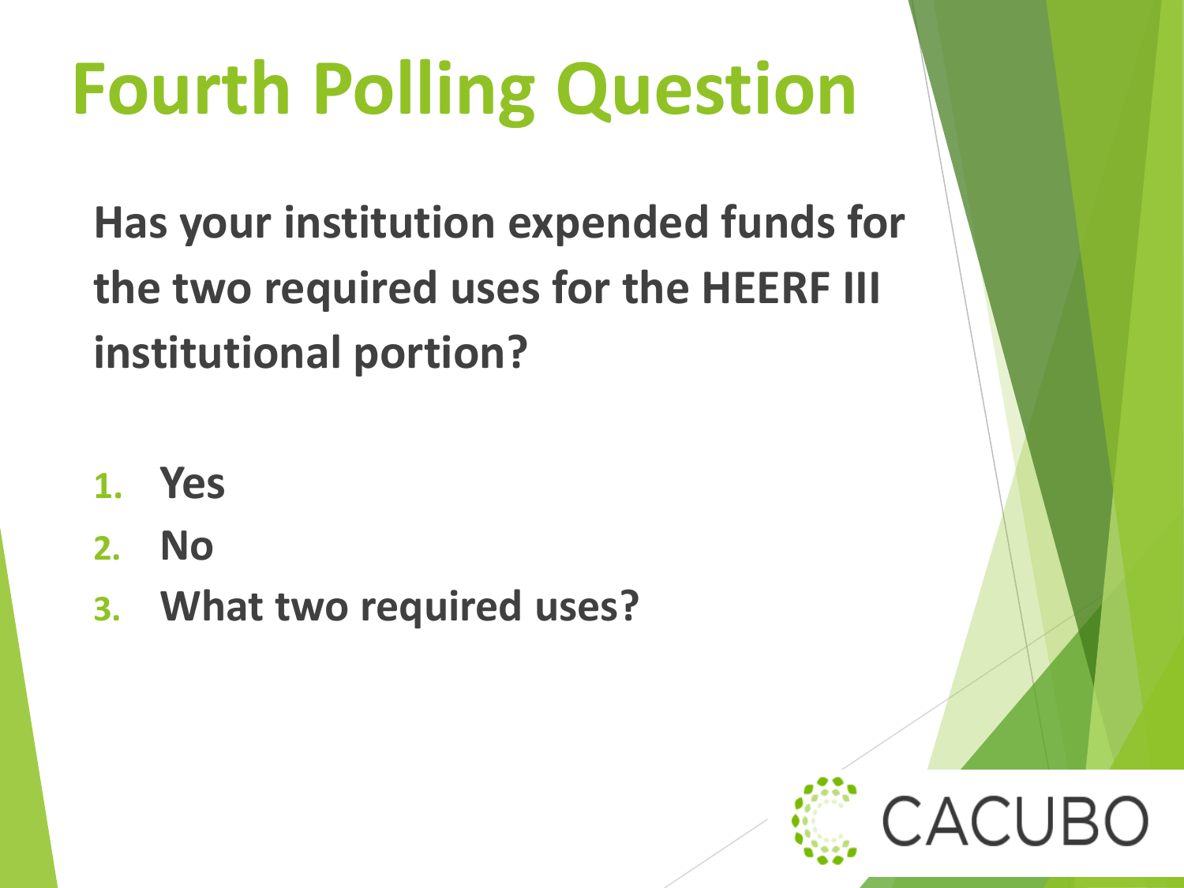# Fourth Polling Question

**Has your institution expended funds for the two required uses for the HEERF III institutional portion?**

1. **Yes**
2. **No**
3. **What two required uses?**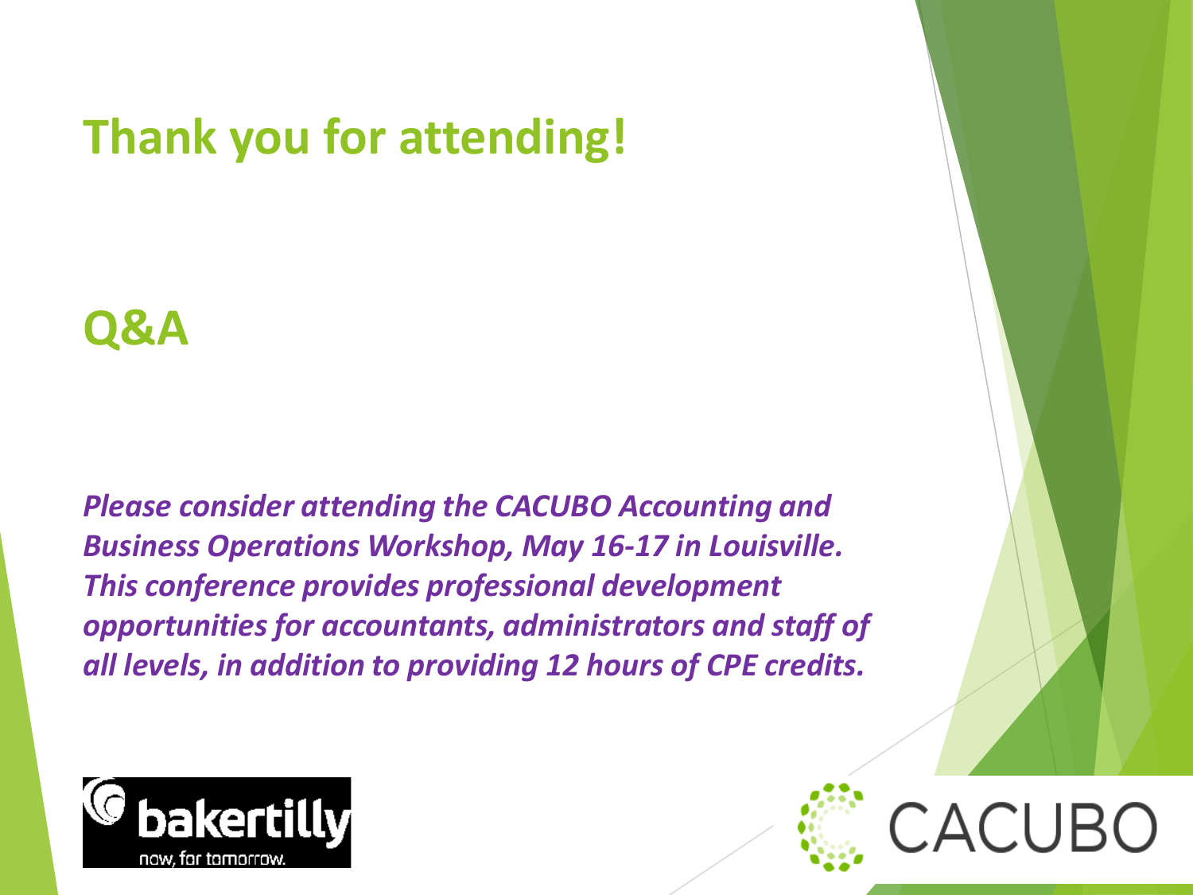# Thank you for attending!

# Q&A

***Please consider attending the CACUBO Accounting and Business Operations Workshop, May 16-17 in Louisville. This conference provides professional development opportunities for accountants, administrators and staff of all levels, in addition to providing 12 hours of CPE credits.***

bakertilly now, for tomorrow.

CACUBO